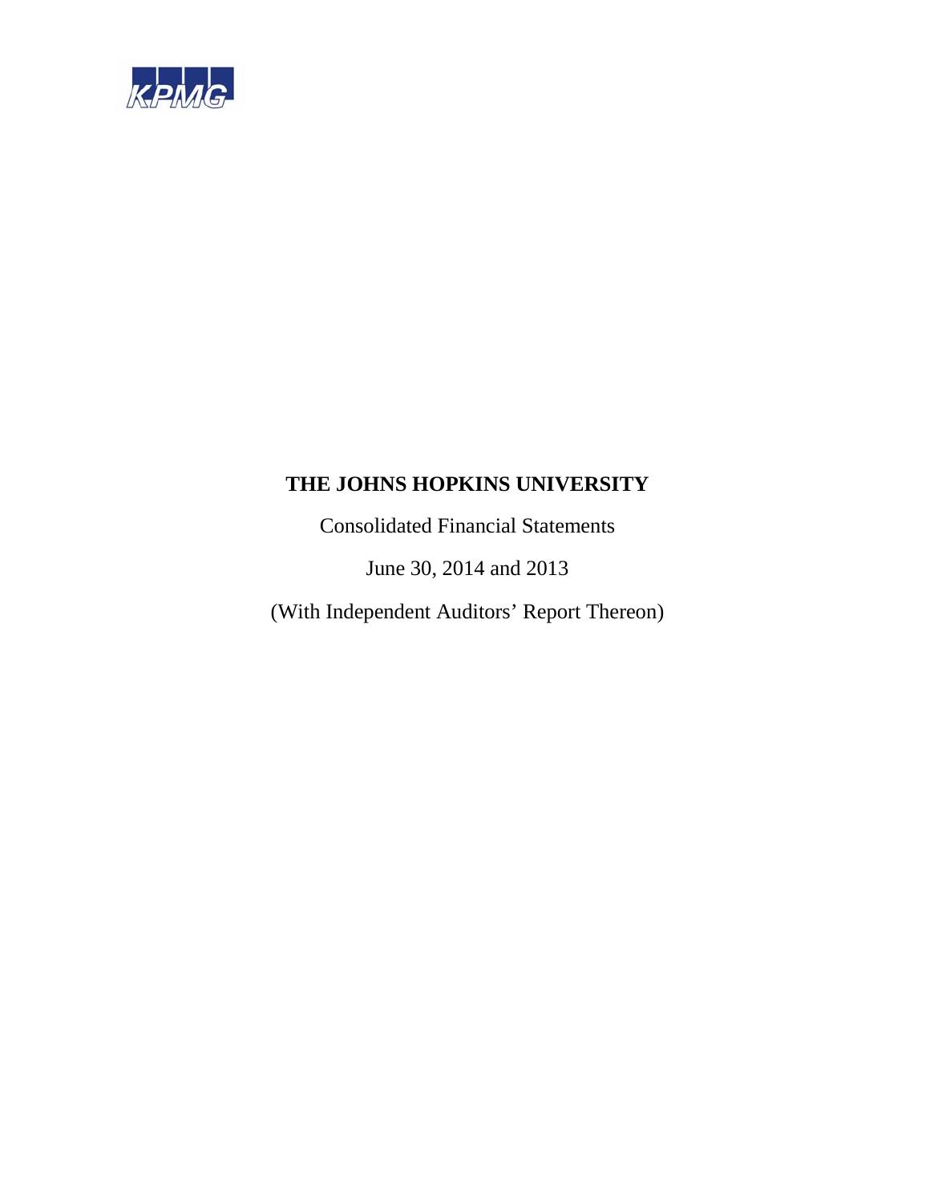KPMG

# THE JOHNS HOPKINS UNIVERSITY

Consolidated Financial Statements

June 30, 2014 and 2013

(With Independent Auditors' Report Thereon)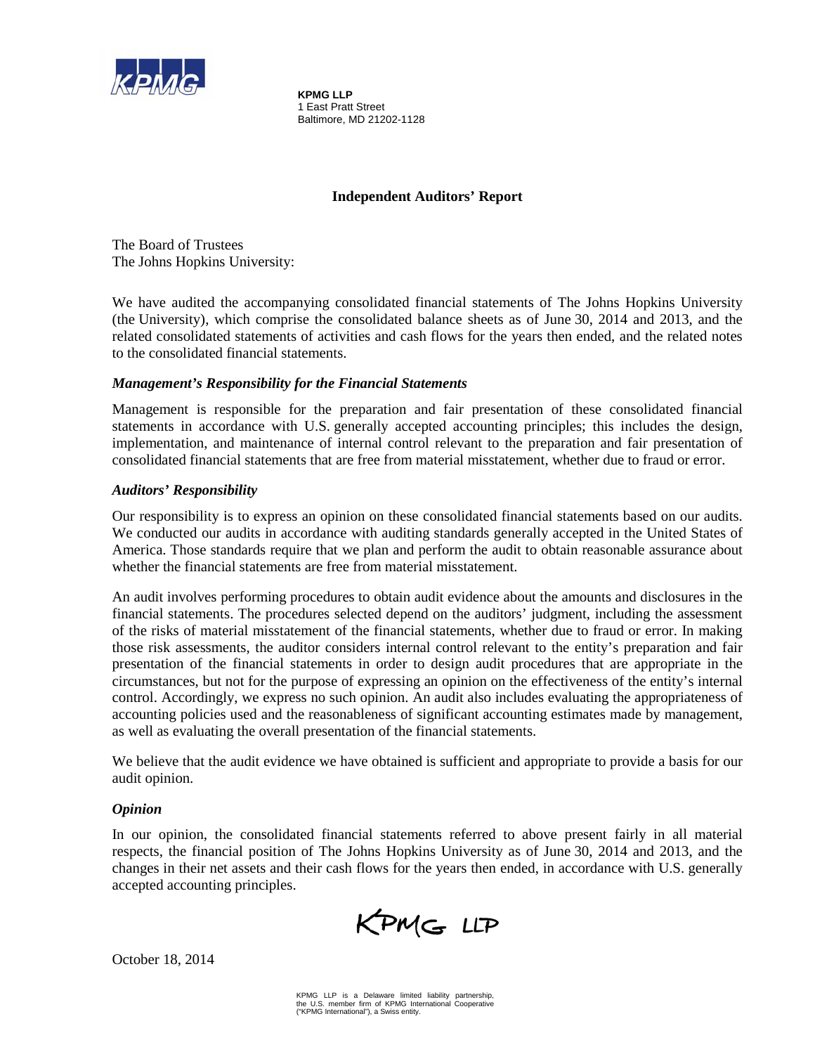**KPMG LLP**
1 East Pratt Street
Baltimore, MD 21202-1128

## Independent Auditors' Report

The Board of Trustees
The Johns Hopkins University:

We have audited the accompanying consolidated financial statements of The Johns Hopkins University (the University), which comprise the consolidated balance sheets as of June 30, 2014 and 2013, and the related consolidated statements of activities and cash flows for the years then ended, and the related notes to the consolidated financial statements.

### *Management's Responsibility for the Financial Statements*

Management is responsible for the preparation and fair presentation of these consolidated financial statements in accordance with U.S. generally accepted accounting principles; this includes the design, implementation, and maintenance of internal control relevant to the preparation and fair presentation of consolidated financial statements that are free from material misstatement, whether due to fraud or error.

### *Auditors' Responsibility*

Our responsibility is to express an opinion on these consolidated financial statements based on our audits. We conducted our audits in accordance with auditing standards generally accepted in the United States of America. Those standards require that we plan and perform the audit to obtain reasonable assurance about whether the financial statements are free from material misstatement.

An audit involves performing procedures to obtain audit evidence about the amounts and disclosures in the financial statements. The procedures selected depend on the auditors' judgment, including the assessment of the risks of material misstatement of the financial statements, whether due to fraud or error. In making those risk assessments, the auditor considers internal control relevant to the entity's preparation and fair presentation of the financial statements in order to design audit procedures that are appropriate in the circumstances, but not for the purpose of expressing an opinion on the effectiveness of the entity's internal control. Accordingly, we express no such opinion. An audit also includes evaluating the appropriateness of accounting policies used and the reasonableness of significant accounting estimates made by management, as well as evaluating the overall presentation of the financial statements.

We believe that the audit evidence we have obtained is sufficient and appropriate to provide a basis for our audit opinion.

### *Opinion*

In our opinion, the consolidated financial statements referred to above present fairly in all material respects, the financial position of The Johns Hopkins University as of June 30, 2014 and 2013, and the changes in their net assets and their cash flows for the years then ended, in accordance with U.S. generally accepted accounting principles.

KPMG LLP

October 18, 2014

KPMG LLP is a Delaware limited liability partnership, the U.S. member firm of KPMG International Cooperative ("KPMG International"), a Swiss entity.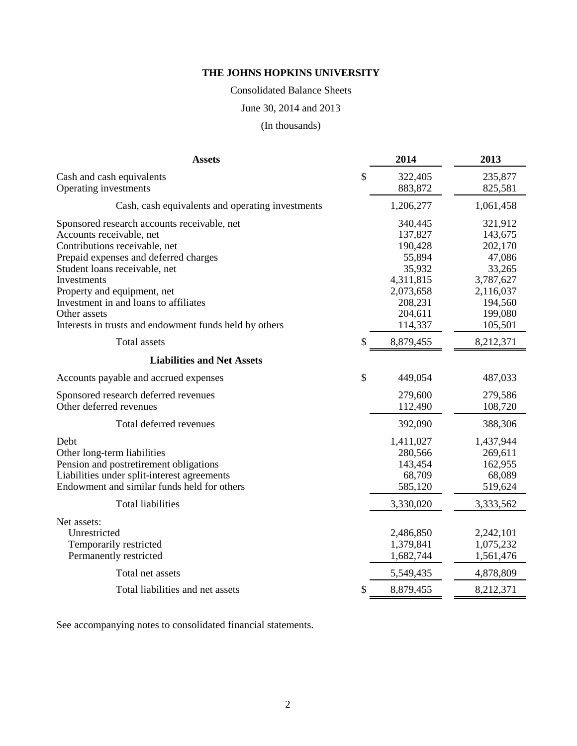# THE JOHNS HOPKINS UNIVERSITY

Consolidated Balance Sheets

June 30, 2014 and 2013

(In thousands)

| **Assets** | | **2014** | **2013** |
|---|---|---|---|
| Cash and cash equivalents | $ | 322,405 | 235,877 |
| Operating investments | | 883,872 | 825,581 |
| Cash, cash equivalents and operating investments | | 1,206,277 | 1,061,458 |
| Sponsored research accounts receivable, net | | 340,445 | 321,912 |
| Accounts receivable, net | | 137,827 | 143,675 |
| Contributions receivable, net | | 190,428 | 202,170 |
| Prepaid expenses and deferred charges | | 55,894 | 47,086 |
| Student loans receivable, net | | 35,932 | 33,265 |
| Investments | | 4,311,815 | 3,787,627 |
| Property and equipment, net | | 2,073,658 | 2,116,037 |
| Investment in and loans to affiliates | | 208,231 | 194,560 |
| Other assets | | 204,611 | 199,080 |
| Interests in trusts and endowment funds held by others | | 114,337 | 105,501 |
| Total assets | $ | 8,879,455 | 8,212,371 |
| **Liabilities and Net Assets** | | | |
| Accounts payable and accrued expenses | $ | 449,054 | 487,033 |
| Sponsored research deferred revenues | | 279,600 | 279,586 |
| Other deferred revenues | | 112,490 | 108,720 |
| Total deferred revenues | | 392,090 | 388,306 |
| Debt | | 1,411,027 | 1,437,944 |
| Other long-term liabilities | | 280,566 | 269,611 |
| Pension and postretirement obligations | | 143,454 | 162,955 |
| Liabilities under split-interest agreements | | 68,709 | 68,089 |
| Endowment and similar funds held for others | | 585,120 | 519,624 |
| Total liabilities | | 3,330,020 | 3,333,562 |
| Net assets: | | | |
| Unrestricted | | 2,486,850 | 2,242,101 |
| Temporarily restricted | | 1,379,841 | 1,075,232 |
| Permanently restricted | | 1,682,744 | 1,561,476 |
| Total net assets | | 5,549,435 | 4,878,809 |
| Total liabilities and net assets | $ | 8,879,455 | 8,212,371 |

See accompanying notes to consolidated financial statements.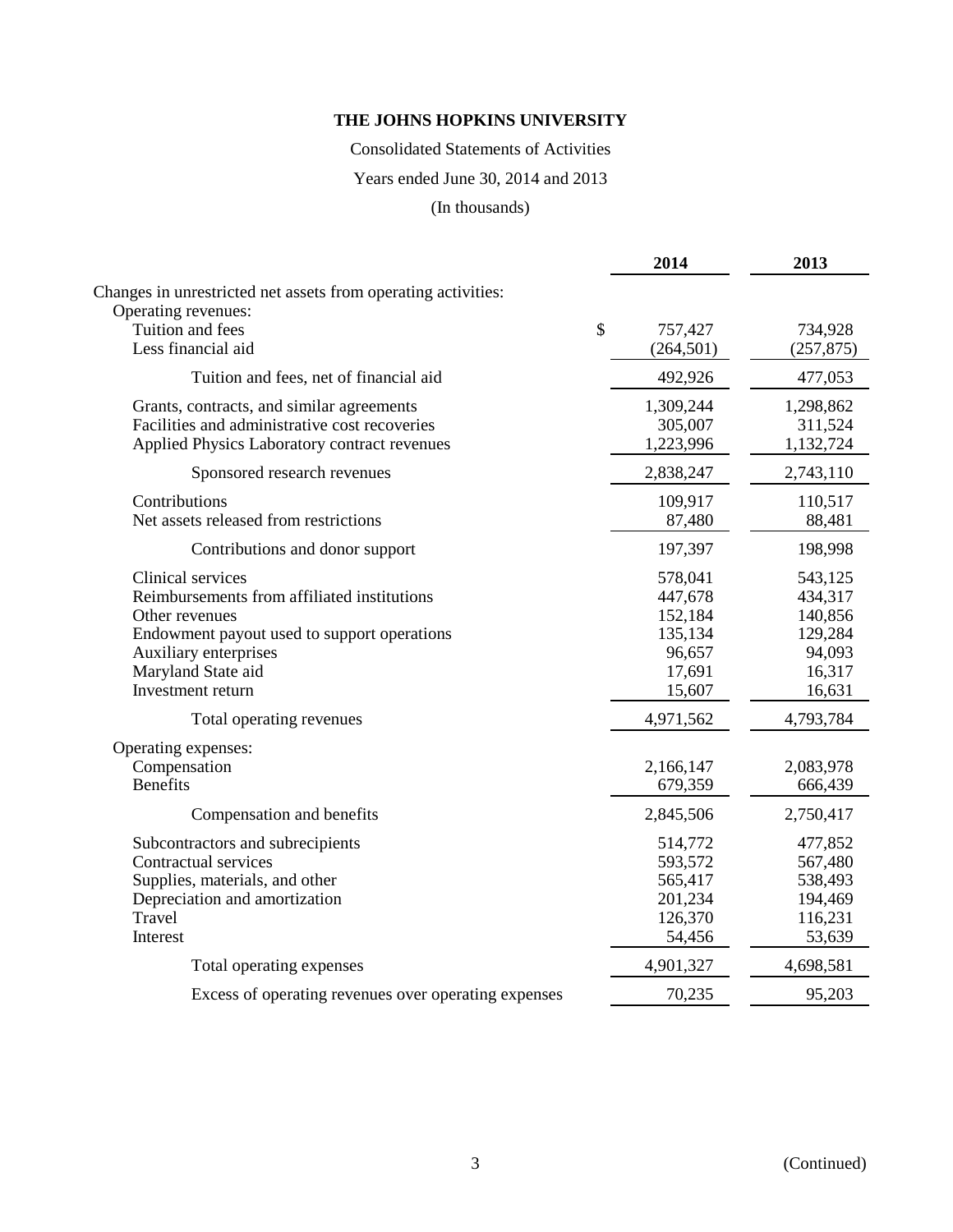# THE JOHNS HOPKINS UNIVERSITY

Consolidated Statements of Activities

Years ended June 30, 2014 and 2013

(In thousands)

| | 2014 | 2013 |
|---|---|---|
| Changes in unrestricted net assets from operating activities: | | |
| Operating revenues: | | |
| Tuition and fees | $ 757,427 | 734,928 |
| Less financial aid | (264,501) | (257,875) |
| Tuition and fees, net of financial aid | 492,926 | 477,053 |
| Grants, contracts, and similar agreements | 1,309,244 | 1,298,862 |
| Facilities and administrative cost recoveries | 305,007 | 311,524 |
| Applied Physics Laboratory contract revenues | 1,223,996 | 1,132,724 |
| Sponsored research revenues | 2,838,247 | 2,743,110 |
| Contributions | 109,917 | 110,517 |
| Net assets released from restrictions | 87,480 | 88,481 |
| Contributions and donor support | 197,397 | 198,998 |
| Clinical services | 578,041 | 543,125 |
| Reimbursements from affiliated institutions | 447,678 | 434,317 |
| Other revenues | 152,184 | 140,856 |
| Endowment payout used to support operations | 135,134 | 129,284 |
| Auxiliary enterprises | 96,657 | 94,093 |
| Maryland State aid | 17,691 | 16,317 |
| Investment return | 15,607 | 16,631 |
| Total operating revenues | 4,971,562 | 4,793,784 |
| Operating expenses: | | |
| Compensation | 2,166,147 | 2,083,978 |
| Benefits | 679,359 | 666,439 |
| Compensation and benefits | 2,845,506 | 2,750,417 |
| Subcontractors and subrecipients | 514,772 | 477,852 |
| Contractual services | 593,572 | 567,480 |
| Supplies, materials, and other | 565,417 | 538,493 |
| Depreciation and amortization | 201,234 | 194,469 |
| Travel | 126,370 | 116,231 |
| Interest | 54,456 | 53,639 |
| Total operating expenses | 4,901,327 | 4,698,581 |
| Excess of operating revenues over operating expenses | 70,235 | 95,203 |

(Continued)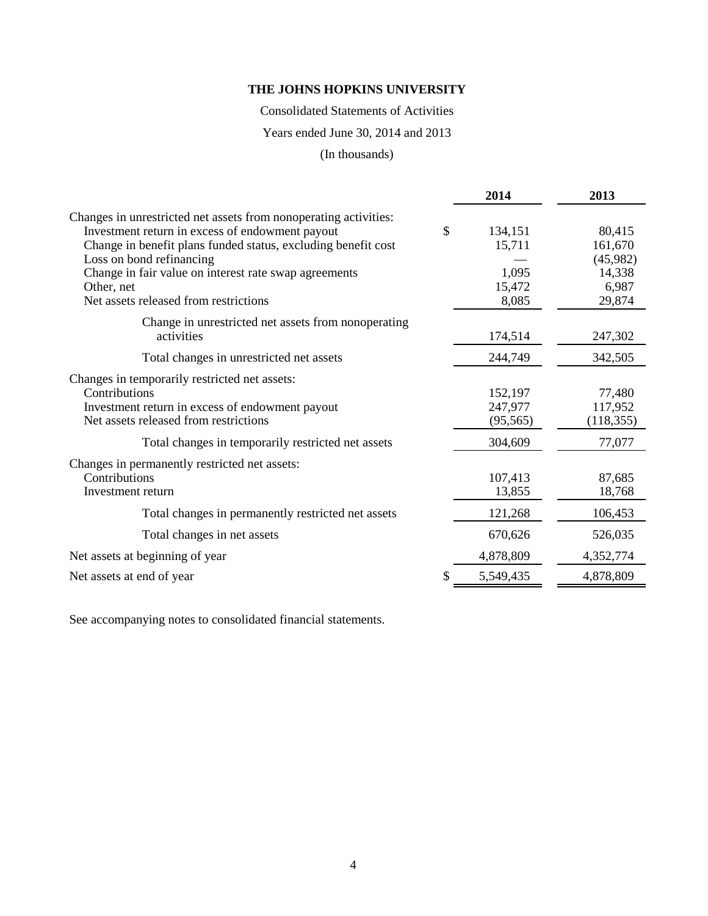**THE JOHNS HOPKINS UNIVERSITY**

Consolidated Statements of Activities

Years ended June 30, 2014 and 2013

(In thousands)

| | 2014 | 2013 |
|---|---|---|
| Changes in unrestricted net assets from nonoperating activities: | | |
| Investment return in excess of endowment payout | $ 134,151 | 80,415 |
| Change in benefit plans funded status, excluding benefit cost | 15,711 | 161,670 |
| Loss on bond refinancing | — | (45,982) |
| Change in fair value on interest rate swap agreements | 1,095 | 14,338 |
| Other, net | 15,472 | 6,987 |
| Net assets released from restrictions | 8,085 | 29,874 |
| Change in unrestricted net assets from nonoperating activities | 174,514 | 247,302 |
| Total changes in unrestricted net assets | 244,749 | 342,505 |
| Changes in temporarily restricted net assets: | | |
| Contributions | 152,197 | 77,480 |
| Investment return in excess of endowment payout | 247,977 | 117,952 |
| Net assets released from restrictions | (95,565) | (118,355) |
| Total changes in temporarily restricted net assets | 304,609 | 77,077 |
| Changes in permanently restricted net assets: | | |
| Contributions | 107,413 | 87,685 |
| Investment return | 13,855 | 18,768 |
| Total changes in permanently restricted net assets | 121,268 | 106,453 |
| Total changes in net assets | 670,626 | 526,035 |
| Net assets at beginning of year | 4,878,809 | 4,352,774 |
| Net assets at end of year | $ 5,549,435 | 4,878,809 |

See accompanying notes to consolidated financial statements.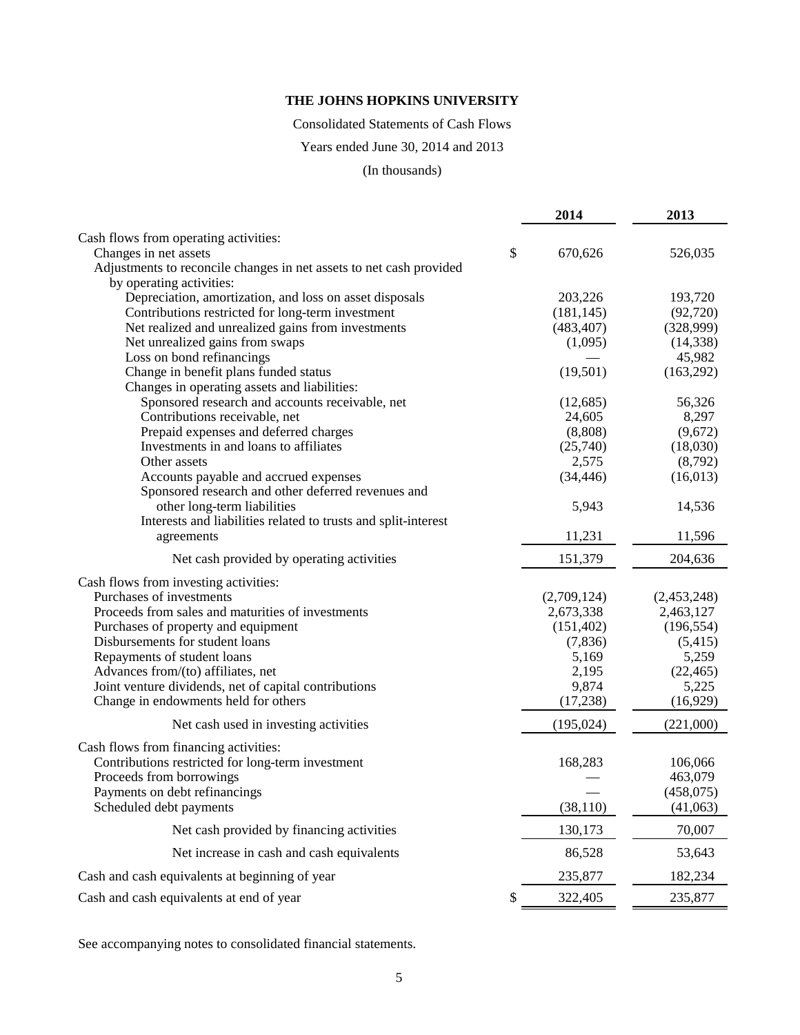# THE JOHNS HOPKINS UNIVERSITY

Consolidated Statements of Cash Flows

Years ended June 30, 2014 and 2013

(In thousands)

| | 2014 | 2013 |
|---|---|---|
| Cash flows from operating activities: | | |
| Changes in net assets | $ 670,626 | 526,035 |
| Adjustments to reconcile changes in net assets to net cash provided by operating activities: | | |
| Depreciation, amortization, and loss on asset disposals | 203,226 | 193,720 |
| Contributions restricted for long-term investment | (181,145) | (92,720) |
| Net realized and unrealized gains from investments | (483,407) | (328,999) |
| Net unrealized gains from swaps | (1,095) | (14,338) |
| Loss on bond refinancings | — | 45,982 |
| Change in benefit plans funded status | (19,501) | (163,292) |
| Changes in operating assets and liabilities: | | |
| Sponsored research and accounts receivable, net | (12,685) | 56,326 |
| Contributions receivable, net | 24,605 | 8,297 |
| Prepaid expenses and deferred charges | (8,808) | (9,672) |
| Investments in and loans to affiliates | (25,740) | (18,030) |
| Other assets | 2,575 | (8,792) |
| Accounts payable and accrued expenses | (34,446) | (16,013) |
| Sponsored research and other deferred revenues and other long-term liabilities | 5,943 | 14,536 |
| Interests and liabilities related to trusts and split-interest agreements | 11,231 | 11,596 |
| Net cash provided by operating activities | 151,379 | 204,636 |
| Cash flows from investing activities: | | |
| Purchases of investments | (2,709,124) | (2,453,248) |
| Proceeds from sales and maturities of investments | 2,673,338 | 2,463,127 |
| Purchases of property and equipment | (151,402) | (196,554) |
| Disbursements for student loans | (7,836) | (5,415) |
| Repayments of student loans | 5,169 | 5,259 |
| Advances from/(to) affiliates, net | 2,195 | (22,465) |
| Joint venture dividends, net of capital contributions | 9,874 | 5,225 |
| Change in endowments held for others | (17,238) | (16,929) |
| Net cash used in investing activities | (195,024) | (221,000) |
| Cash flows from financing activities: | | |
| Contributions restricted for long-term investment | 168,283 | 106,066 |
| Proceeds from borrowings | — | 463,079 |
| Payments on debt refinancings | — | (458,075) |
| Scheduled debt payments | (38,110) | (41,063) |
| Net cash provided by financing activities | 130,173 | 70,007 |
| Net increase in cash and cash equivalents | 86,528 | 53,643 |
| Cash and cash equivalents at beginning of year | 235,877 | 182,234 |
| Cash and cash equivalents at end of year | $ 322,405 | 235,877 |

See accompanying notes to consolidated financial statements.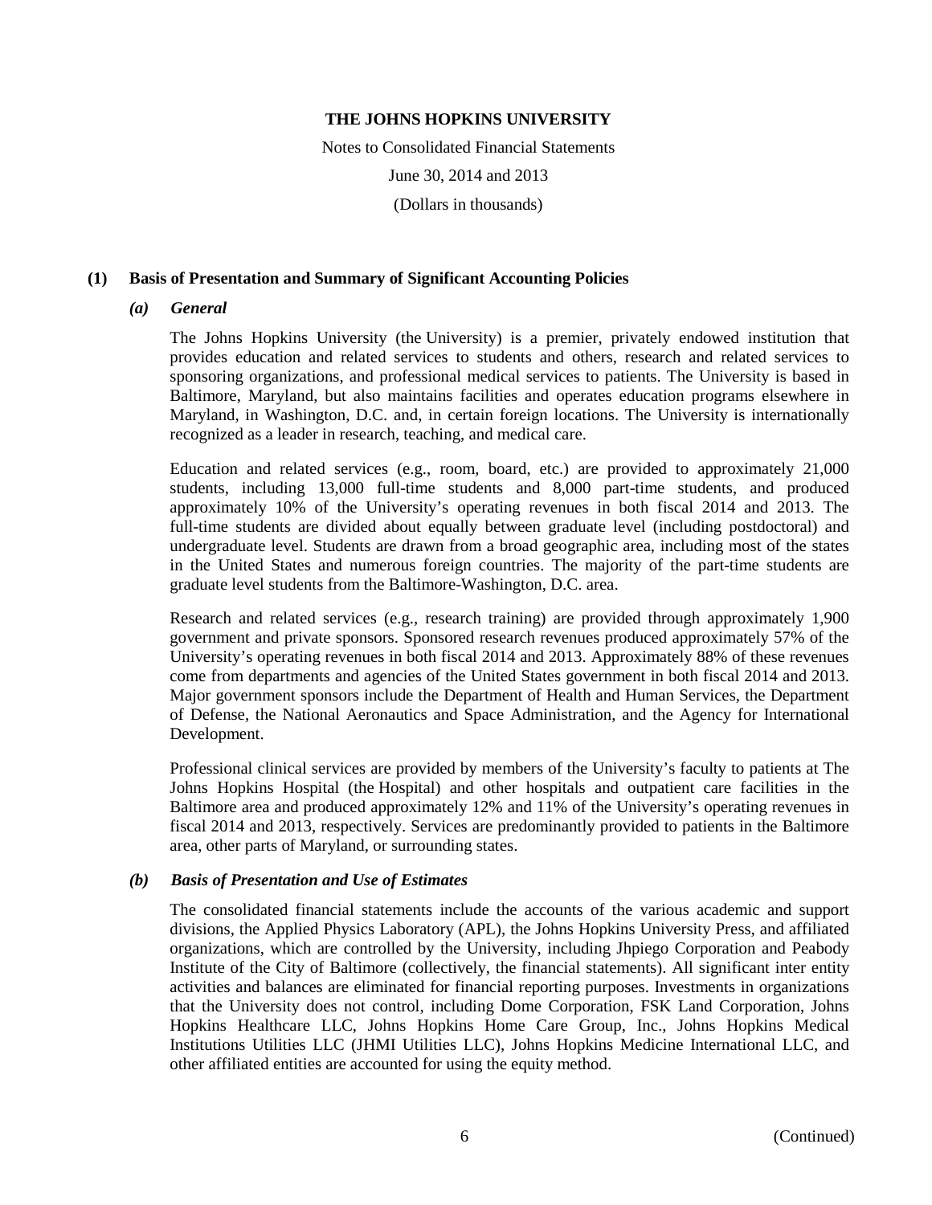# THE JOHNS HOPKINS UNIVERSITY

Notes to Consolidated Financial Statements

June 30, 2014 and 2013

(Dollars in thousands)

## (1) Basis of Presentation and Summary of Significant Accounting Policies

### *(a) General*

The Johns Hopkins University (the University) is a premier, privately endowed institution that provides education and related services to students and others, research and related services to sponsoring organizations, and professional medical services to patients. The University is based in Baltimore, Maryland, but also maintains facilities and operates education programs elsewhere in Maryland, in Washington, D.C. and, in certain foreign locations. The University is internationally recognized as a leader in research, teaching, and medical care.

Education and related services (e.g., room, board, etc.) are provided to approximately 21,000 students, including 13,000 full-time students and 8,000 part-time students, and produced approximately 10% of the University's operating revenues in both fiscal 2014 and 2013. The full-time students are divided about equally between graduate level (including postdoctoral) and undergraduate level. Students are drawn from a broad geographic area, including most of the states in the United States and numerous foreign countries. The majority of the part-time students are graduate level students from the Baltimore-Washington, D.C. area.

Research and related services (e.g., research training) are provided through approximately 1,900 government and private sponsors. Sponsored research revenues produced approximately 57% of the University's operating revenues in both fiscal 2014 and 2013. Approximately 88% of these revenues come from departments and agencies of the United States government in both fiscal 2014 and 2013. Major government sponsors include the Department of Health and Human Services, the Department of Defense, the National Aeronautics and Space Administration, and the Agency for International Development.

Professional clinical services are provided by members of the University's faculty to patients at The Johns Hopkins Hospital (the Hospital) and other hospitals and outpatient care facilities in the Baltimore area and produced approximately 12% and 11% of the University's operating revenues in fiscal 2014 and 2013, respectively. Services are predominantly provided to patients in the Baltimore area, other parts of Maryland, or surrounding states.

### *(b) Basis of Presentation and Use of Estimates*

The consolidated financial statements include the accounts of the various academic and support divisions, the Applied Physics Laboratory (APL), the Johns Hopkins University Press, and affiliated organizations, which are controlled by the University, including Jhpiego Corporation and Peabody Institute of the City of Baltimore (collectively, the financial statements). All significant inter entity activities and balances are eliminated for financial reporting purposes. Investments in organizations that the University does not control, including Dome Corporation, FSK Land Corporation, Johns Hopkins Healthcare LLC, Johns Hopkins Home Care Group, Inc., Johns Hopkins Medical Institutions Utilities LLC (JHMI Utilities LLC), Johns Hopkins Medicine International LLC, and other affiliated entities are accounted for using the equity method.

(Continued)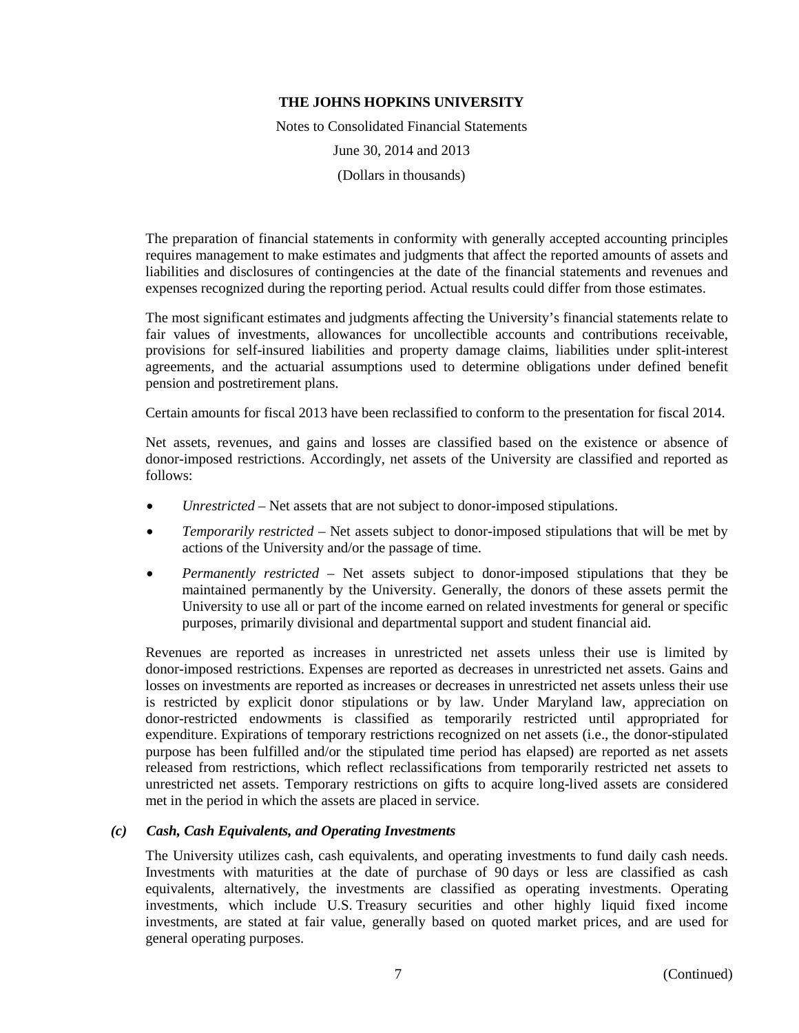The preparation of financial statements in conformity with generally accepted accounting principles requires management to make estimates and judgments that affect the reported amounts of assets and liabilities and disclosures of contingencies at the date of the financial statements and revenues and expenses recognized during the reporting period. Actual results could differ from those estimates.

The most significant estimates and judgments affecting the University's financial statements relate to fair values of investments, allowances for uncollectible accounts and contributions receivable, provisions for self-insured liabilities and property damage claims, liabilities under split-interest agreements, and the actuarial assumptions used to determine obligations under defined benefit pension and postretirement plans.

Certain amounts for fiscal 2013 have been reclassified to conform to the presentation for fiscal 2014.

Net assets, revenues, and gains and losses are classified based on the existence or absence of donor-imposed restrictions. Accordingly, net assets of the University are classified and reported as follows:

- *Unrestricted* – Net assets that are not subject to donor-imposed stipulations.
- *Temporarily restricted* – Net assets subject to donor-imposed stipulations that will be met by actions of the University and/or the passage of time.
- *Permanently restricted* – Net assets subject to donor-imposed stipulations that they be maintained permanently by the University. Generally, the donors of these assets permit the University to use all or part of the income earned on related investments for general or specific purposes, primarily divisional and departmental support and student financial aid.

Revenues are reported as increases in unrestricted net assets unless their use is limited by donor-imposed restrictions. Expenses are reported as decreases in unrestricted net assets. Gains and losses on investments are reported as increases or decreases in unrestricted net assets unless their use is restricted by explicit donor stipulations or by law. Under Maryland law, appreciation on donor-restricted endowments is classified as temporarily restricted until appropriated for expenditure. Expirations of temporary restrictions recognized on net assets (i.e., the donor-stipulated purpose has been fulfilled and/or the stipulated time period has elapsed) are reported as net assets released from restrictions, which reflect reclassifications from temporarily restricted net assets to unrestricted net assets. Temporary restrictions on gifts to acquire long-lived assets are considered met in the period in which the assets are placed in service.

### *(c) Cash, Cash Equivalents, and Operating Investments*

The University utilizes cash, cash equivalents, and operating investments to fund daily cash needs. Investments with maturities at the date of purchase of 90 days or less are classified as cash equivalents, alternatively, the investments are classified as operating investments. Operating investments, which include U.S. Treasury securities and other highly liquid fixed income investments, are stated at fair value, generally based on quoted market prices, and are used for general operating purposes.

(Continued)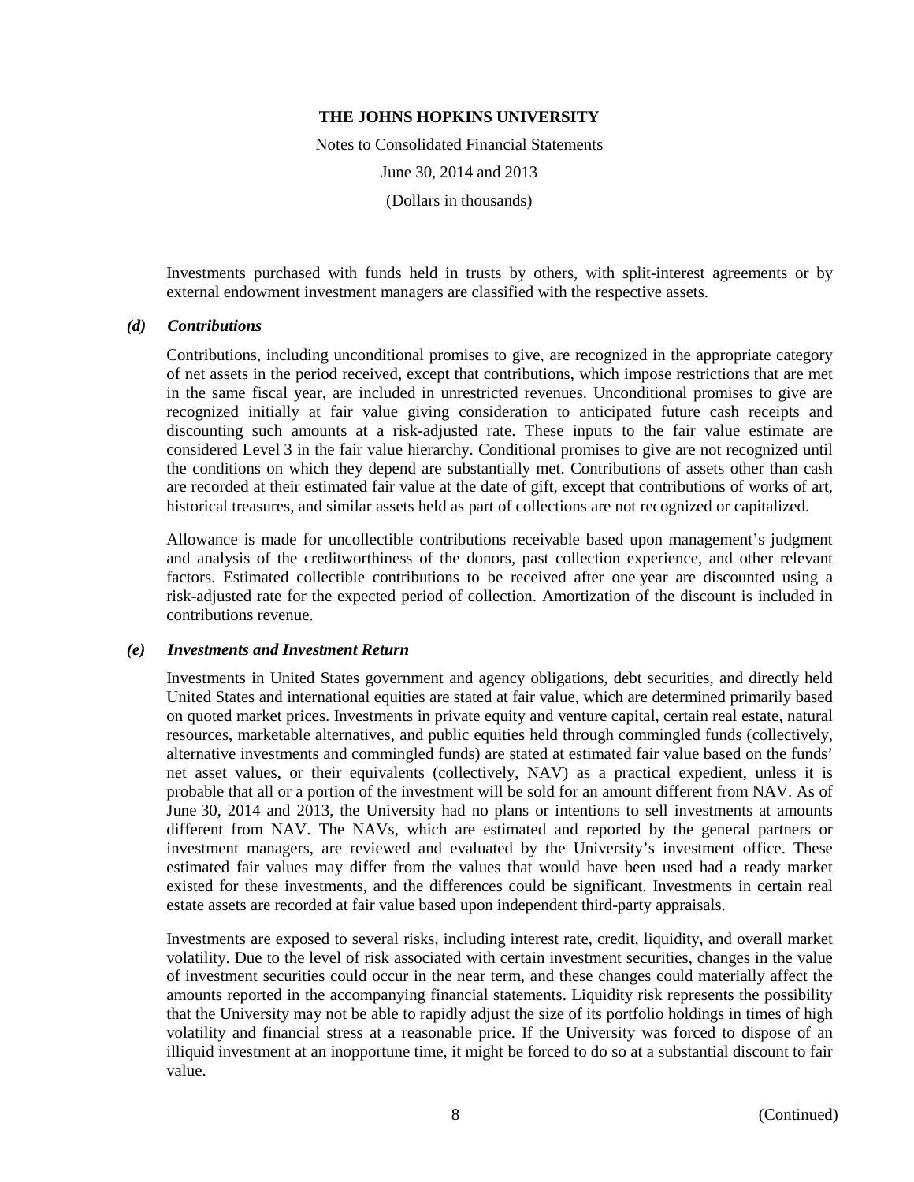Investments purchased with funds held in trusts by others, with split-interest agreements or by external endowment investment managers are classified with the respective assets.

### *(d) Contributions*

Contributions, including unconditional promises to give, are recognized in the appropriate category of net assets in the period received, except that contributions, which impose restrictions that are met in the same fiscal year, are included in unrestricted revenues. Unconditional promises to give are recognized initially at fair value giving consideration to anticipated future cash receipts and discounting such amounts at a risk-adjusted rate. These inputs to the fair value estimate are considered Level 3 in the fair value hierarchy. Conditional promises to give are not recognized until the conditions on which they depend are substantially met. Contributions of assets other than cash are recorded at their estimated fair value at the date of gift, except that contributions of works of art, historical treasures, and similar assets held as part of collections are not recognized or capitalized.

Allowance is made for uncollectible contributions receivable based upon management's judgment and analysis of the creditworthiness of the donors, past collection experience, and other relevant factors. Estimated collectible contributions to be received after one year are discounted using a risk-adjusted rate for the expected period of collection. Amortization of the discount is included in contributions revenue.

### *(e) Investments and Investment Return*

Investments in United States government and agency obligations, debt securities, and directly held United States and international equities are stated at fair value, which are determined primarily based on quoted market prices. Investments in private equity and venture capital, certain real estate, natural resources, marketable alternatives, and public equities held through commingled funds (collectively, alternative investments and commingled funds) are stated at estimated fair value based on the funds' net asset values, or their equivalents (collectively, NAV) as a practical expedient, unless it is probable that all or a portion of the investment will be sold for an amount different from NAV. As of June 30, 2014 and 2013, the University had no plans or intentions to sell investments at amounts different from NAV. The NAVs, which are estimated and reported by the general partners or investment managers, are reviewed and evaluated by the University's investment office. These estimated fair values may differ from the values that would have been used had a ready market existed for these investments, and the differences could be significant. Investments in certain real estate assets are recorded at fair value based upon independent third-party appraisals.

Investments are exposed to several risks, including interest rate, credit, liquidity, and overall market volatility. Due to the level of risk associated with certain investment securities, changes in the value of investment securities could occur in the near term, and these changes could materially affect the amounts reported in the accompanying financial statements. Liquidity risk represents the possibility that the University may not be able to rapidly adjust the size of its portfolio holdings in times of high volatility and financial stress at a reasonable price. If the University was forced to dispose of an illiquid investment at an inopportune time, it might be forced to do so at a substantial discount to fair value.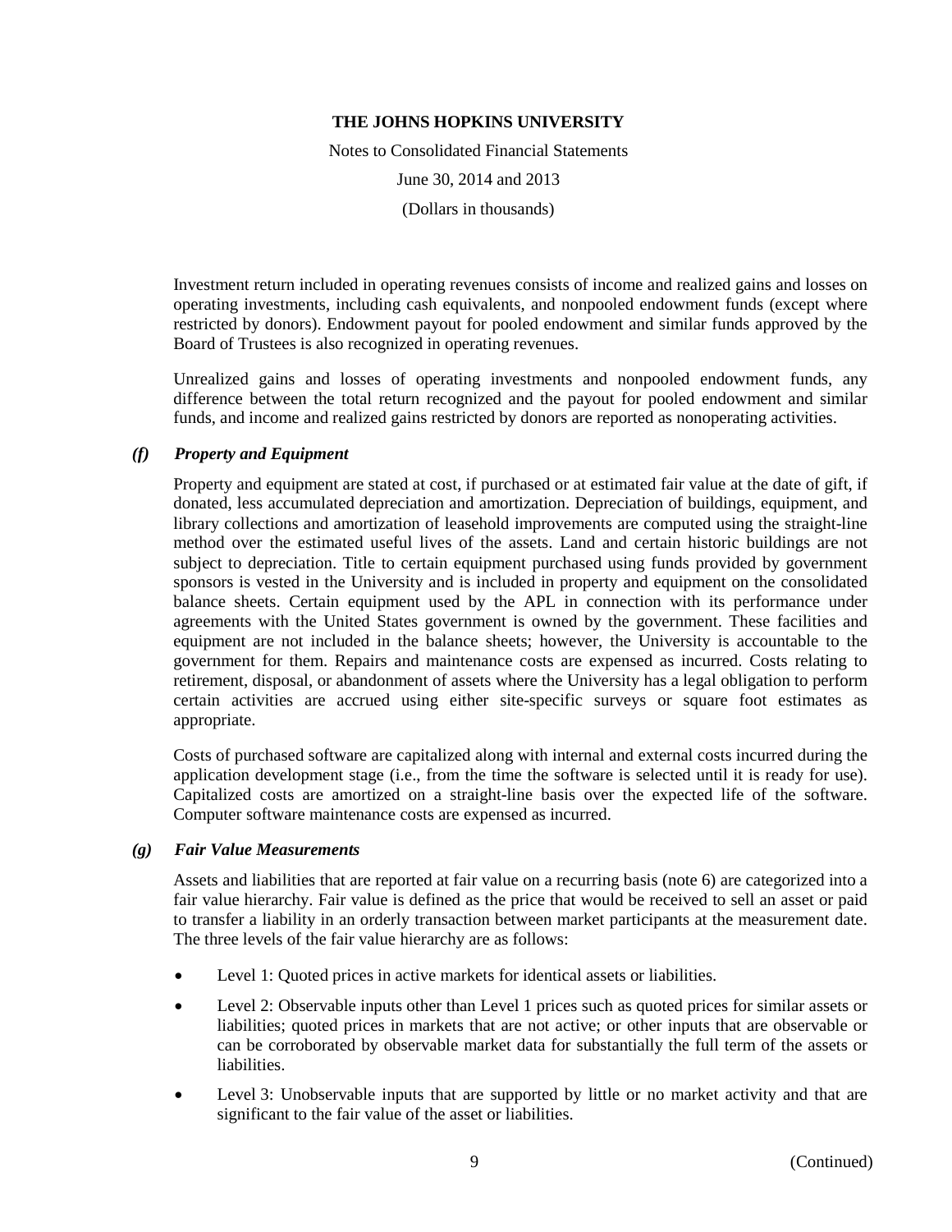Investment return included in operating revenues consists of income and realized gains and losses on operating investments, including cash equivalents, and nonpooled endowment funds (except where restricted by donors). Endowment payout for pooled endowment and similar funds approved by the Board of Trustees is also recognized in operating revenues.

Unrealized gains and losses of operating investments and nonpooled endowment funds, any difference between the total return recognized and the payout for pooled endowment and similar funds, and income and realized gains restricted by donors are reported as nonoperating activities.

### *(f) Property and Equipment*

Property and equipment are stated at cost, if purchased or at estimated fair value at the date of gift, if donated, less accumulated depreciation and amortization. Depreciation of buildings, equipment, and library collections and amortization of leasehold improvements are computed using the straight-line method over the estimated useful lives of the assets. Land and certain historic buildings are not subject to depreciation. Title to certain equipment purchased using funds provided by government sponsors is vested in the University and is included in property and equipment on the consolidated balance sheets. Certain equipment used by the APL in connection with its performance under agreements with the United States government is owned by the government. These facilities and equipment are not included in the balance sheets; however, the University is accountable to the government for them. Repairs and maintenance costs are expensed as incurred. Costs relating to retirement, disposal, or abandonment of assets where the University has a legal obligation to perform certain activities are accrued using either site-specific surveys or square foot estimates as appropriate.

Costs of purchased software are capitalized along with internal and external costs incurred during the application development stage (i.e., from the time the software is selected until it is ready for use). Capitalized costs are amortized on a straight-line basis over the expected life of the software. Computer software maintenance costs are expensed as incurred.

### *(g) Fair Value Measurements*

Assets and liabilities that are reported at fair value on a recurring basis (note 6) are categorized into a fair value hierarchy. Fair value is defined as the price that would be received to sell an asset or paid to transfer a liability in an orderly transaction between market participants at the measurement date. The three levels of the fair value hierarchy are as follows:

- Level 1: Quoted prices in active markets for identical assets or liabilities.
- Level 2: Observable inputs other than Level 1 prices such as quoted prices for similar assets or liabilities; quoted prices in markets that are not active; or other inputs that are observable or can be corroborated by observable market data for substantially the full term of the assets or liabilities.
- Level 3: Unobservable inputs that are supported by little or no market activity and that are significant to the fair value of the asset or liabilities.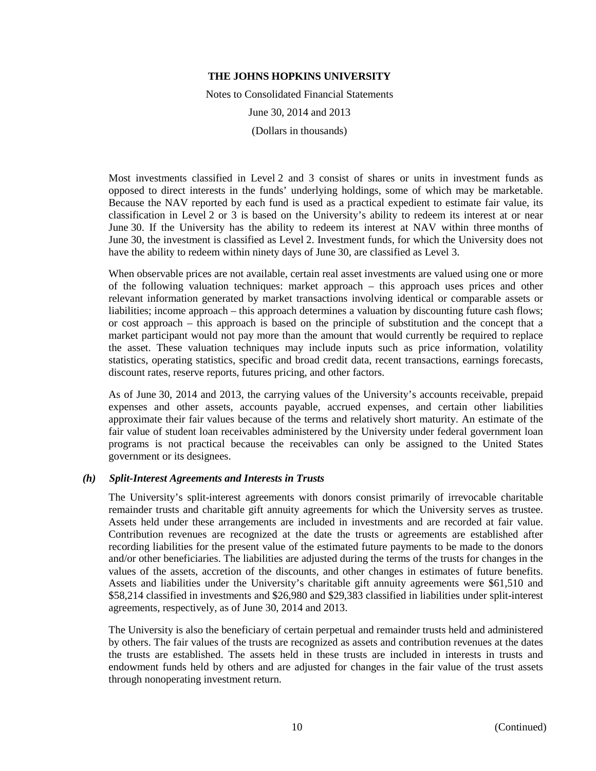Most investments classified in Level 2 and 3 consist of shares or units in investment funds as opposed to direct interests in the funds' underlying holdings, some of which may be marketable. Because the NAV reported by each fund is used as a practical expedient to estimate fair value, its classification in Level 2 or 3 is based on the University's ability to redeem its interest at or near June 30. If the University has the ability to redeem its interest at NAV within three months of June 30, the investment is classified as Level 2. Investment funds, for which the University does not have the ability to redeem within ninety days of June 30, are classified as Level 3.

When observable prices are not available, certain real asset investments are valued using one or more of the following valuation techniques: market approach – this approach uses prices and other relevant information generated by market transactions involving identical or comparable assets or liabilities; income approach – this approach determines a valuation by discounting future cash flows; or cost approach – this approach is based on the principle of substitution and the concept that a market participant would not pay more than the amount that would currently be required to replace the asset. These valuation techniques may include inputs such as price information, volatility statistics, operating statistics, specific and broad credit data, recent transactions, earnings forecasts, discount rates, reserve reports, futures pricing, and other factors.

As of June 30, 2014 and 2013, the carrying values of the University's accounts receivable, prepaid expenses and other assets, accounts payable, accrued expenses, and certain other liabilities approximate their fair values because of the terms and relatively short maturity. An estimate of the fair value of student loan receivables administered by the University under federal government loan programs is not practical because the receivables can only be assigned to the United States government or its designees.

### *(h) Split-Interest Agreements and Interests in Trusts*

The University's split-interest agreements with donors consist primarily of irrevocable charitable remainder trusts and charitable gift annuity agreements for which the University serves as trustee. Assets held under these arrangements are included in investments and are recorded at fair value. Contribution revenues are recognized at the date the trusts or agreements are established after recording liabilities for the present value of the estimated future payments to be made to the donors and/or other beneficiaries. The liabilities are adjusted during the terms of the trusts for changes in the values of the assets, accretion of the discounts, and other changes in estimates of future benefits. Assets and liabilities under the University's charitable gift annuity agreements were $61,510 and $58,214 classified in investments and $26,980 and $29,383 classified in liabilities under split-interest agreements, respectively, as of June 30, 2014 and 2013.

The University is also the beneficiary of certain perpetual and remainder trusts held and administered by others. The fair values of the trusts are recognized as assets and contribution revenues at the dates the trusts are established. The assets held in these trusts are included in interests in trusts and endowment funds held by others and are adjusted for changes in the fair value of the trust assets through nonoperating investment return.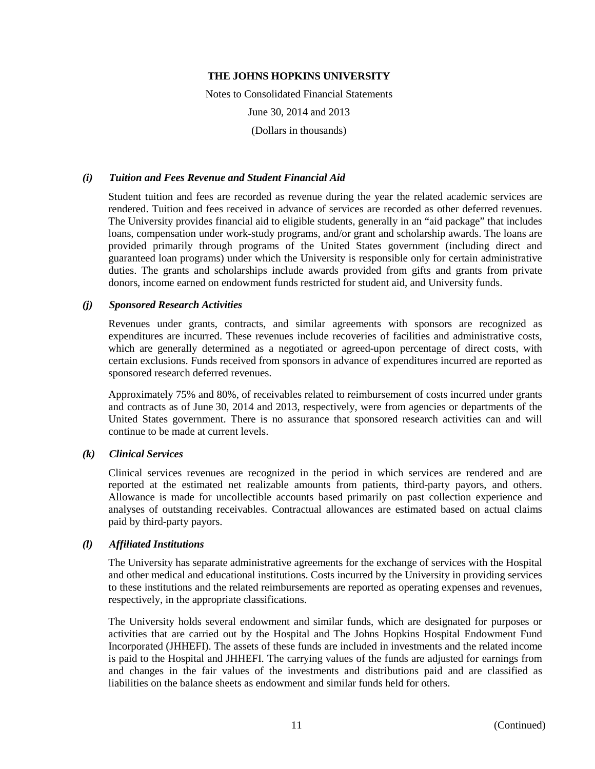#### *(i) Tuition and Fees Revenue and Student Financial Aid*

Student tuition and fees are recorded as revenue during the year the related academic services are rendered. Tuition and fees received in advance of services are recorded as other deferred revenues. The University provides financial aid to eligible students, generally in an "aid package" that includes loans, compensation under work-study programs, and/or grant and scholarship awards. The loans are provided primarily through programs of the United States government (including direct and guaranteed loan programs) under which the University is responsible only for certain administrative duties. The grants and scholarships include awards provided from gifts and grants from private donors, income earned on endowment funds restricted for student aid, and University funds.

#### *(j) Sponsored Research Activities*

Revenues under grants, contracts, and similar agreements with sponsors are recognized as expenditures are incurred. These revenues include recoveries of facilities and administrative costs, which are generally determined as a negotiated or agreed-upon percentage of direct costs, with certain exclusions. Funds received from sponsors in advance of expenditures incurred are reported as sponsored research deferred revenues.

Approximately 75% and 80%, of receivables related to reimbursement of costs incurred under grants and contracts as of June 30, 2014 and 2013, respectively, were from agencies or departments of the United States government. There is no assurance that sponsored research activities can and will continue to be made at current levels.

#### *(k) Clinical Services*

Clinical services revenues are recognized in the period in which services are rendered and are reported at the estimated net realizable amounts from patients, third-party payors, and others. Allowance is made for uncollectible accounts based primarily on past collection experience and analyses of outstanding receivables. Contractual allowances are estimated based on actual claims paid by third-party payors.

#### *(l) Affiliated Institutions*

The University has separate administrative agreements for the exchange of services with the Hospital and other medical and educational institutions. Costs incurred by the University in providing services to these institutions and the related reimbursements are reported as operating expenses and revenues, respectively, in the appropriate classifications.

The University holds several endowment and similar funds, which are designated for purposes or activities that are carried out by the Hospital and The Johns Hopkins Hospital Endowment Fund Incorporated (JHHEFI). The assets of these funds are included in investments and the related income is paid to the Hospital and JHHEFI. The carrying values of the funds are adjusted for earnings from and changes in the fair values of the investments and distributions paid and are classified as liabilities on the balance sheets as endowment and similar funds held for others.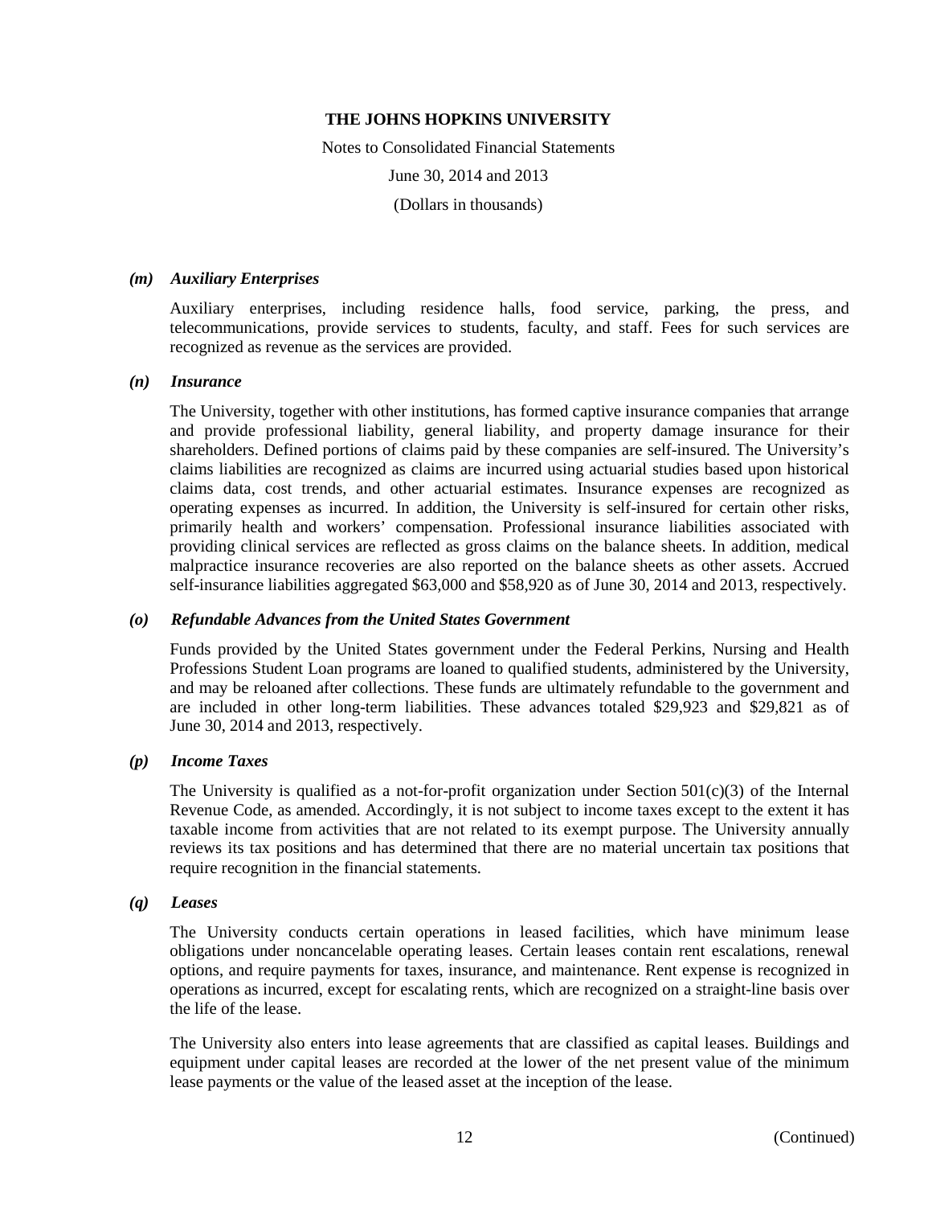### *(m) Auxiliary Enterprises*

Auxiliary enterprises, including residence halls, food service, parking, the press, and telecommunications, provide services to students, faculty, and staff. Fees for such services are recognized as revenue as the services are provided.

### *(n) Insurance*

The University, together with other institutions, has formed captive insurance companies that arrange and provide professional liability, general liability, and property damage insurance for their shareholders. Defined portions of claims paid by these companies are self-insured. The University's claims liabilities are recognized as claims are incurred using actuarial studies based upon historical claims data, cost trends, and other actuarial estimates. Insurance expenses are recognized as operating expenses as incurred. In addition, the University is self-insured for certain other risks, primarily health and workers' compensation. Professional insurance liabilities associated with providing clinical services are reflected as gross claims on the balance sheets. In addition, medical malpractice insurance recoveries are also reported on the balance sheets as other assets. Accrued self-insurance liabilities aggregated $63,000 and $58,920 as of June 30, 2014 and 2013, respectively.

### *(o) Refundable Advances from the United States Government*

Funds provided by the United States government under the Federal Perkins, Nursing and Health Professions Student Loan programs are loaned to qualified students, administered by the University, and may be reloaned after collections. These funds are ultimately refundable to the government and are included in other long-term liabilities. These advances totaled $29,923 and $29,821 as of June 30, 2014 and 2013, respectively.

### *(p) Income Taxes*

The University is qualified as a not-for-profit organization under Section 501(c)(3) of the Internal Revenue Code, as amended. Accordingly, it is not subject to income taxes except to the extent it has taxable income from activities that are not related to its exempt purpose. The University annually reviews its tax positions and has determined that there are no material uncertain tax positions that require recognition in the financial statements.

### *(q) Leases*

The University conducts certain operations in leased facilities, which have minimum lease obligations under noncancelable operating leases. Certain leases contain rent escalations, renewal options, and require payments for taxes, insurance, and maintenance. Rent expense is recognized in operations as incurred, except for escalating rents, which are recognized on a straight-line basis over the life of the lease.

The University also enters into lease agreements that are classified as capital leases. Buildings and equipment under capital leases are recorded at the lower of the net present value of the minimum lease payments or the value of the leased asset at the inception of the lease.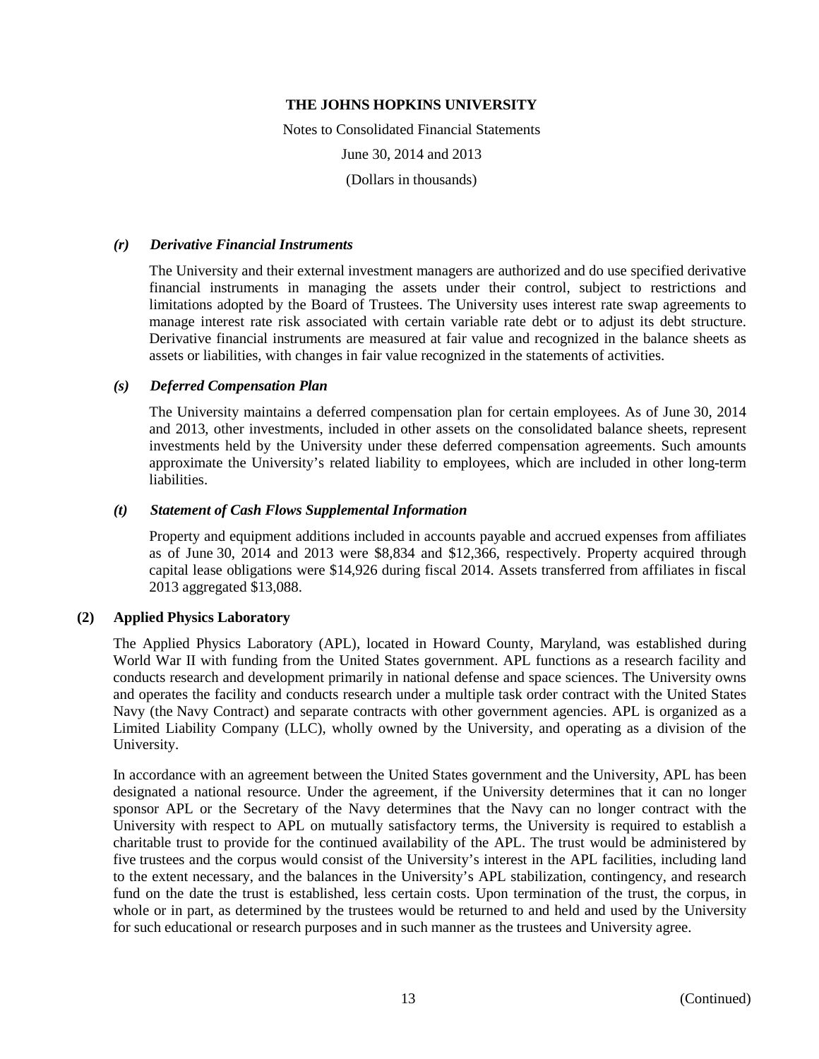#### *(r) Derivative Financial Instruments*

The University and their external investment managers are authorized and do use specified derivative financial instruments in managing the assets under their control, subject to restrictions and limitations adopted by the Board of Trustees. The University uses interest rate swap agreements to manage interest rate risk associated with certain variable rate debt or to adjust its debt structure. Derivative financial instruments are measured at fair value and recognized in the balance sheets as assets or liabilities, with changes in fair value recognized in the statements of activities.

#### *(s) Deferred Compensation Plan*

The University maintains a deferred compensation plan for certain employees. As of June 30, 2014 and 2013, other investments, included in other assets on the consolidated balance sheets, represent investments held by the University under these deferred compensation agreements. Such amounts approximate the University's related liability to employees, which are included in other long-term liabilities.

#### *(t) Statement of Cash Flows Supplemental Information*

Property and equipment additions included in accounts payable and accrued expenses from affiliates as of June 30, 2014 and 2013 were $8,834 and $12,366, respectively. Property acquired through capital lease obligations were $14,926 during fiscal 2014. Assets transferred from affiliates in fiscal 2013 aggregated $13,088.

### (2) Applied Physics Laboratory

The Applied Physics Laboratory (APL), located in Howard County, Maryland, was established during World War II with funding from the United States government. APL functions as a research facility and conducts research and development primarily in national defense and space sciences. The University owns and operates the facility and conducts research under a multiple task order contract with the United States Navy (the Navy Contract) and separate contracts with other government agencies. APL is organized as a Limited Liability Company (LLC), wholly owned by the University, and operating as a division of the University.

In accordance with an agreement between the United States government and the University, APL has been designated a national resource. Under the agreement, if the University determines that it can no longer sponsor APL or the Secretary of the Navy determines that the Navy can no longer contract with the University with respect to APL on mutually satisfactory terms, the University is required to establish a charitable trust to provide for the continued availability of the APL. The trust would be administered by five trustees and the corpus would consist of the University's interest in the APL facilities, including land to the extent necessary, and the balances in the University's APL stabilization, contingency, and research fund on the date the trust is established, less certain costs. Upon termination of the trust, the corpus, in whole or in part, as determined by the trustees would be returned to and held and used by the University for such educational or research purposes and in such manner as the trustees and University agree.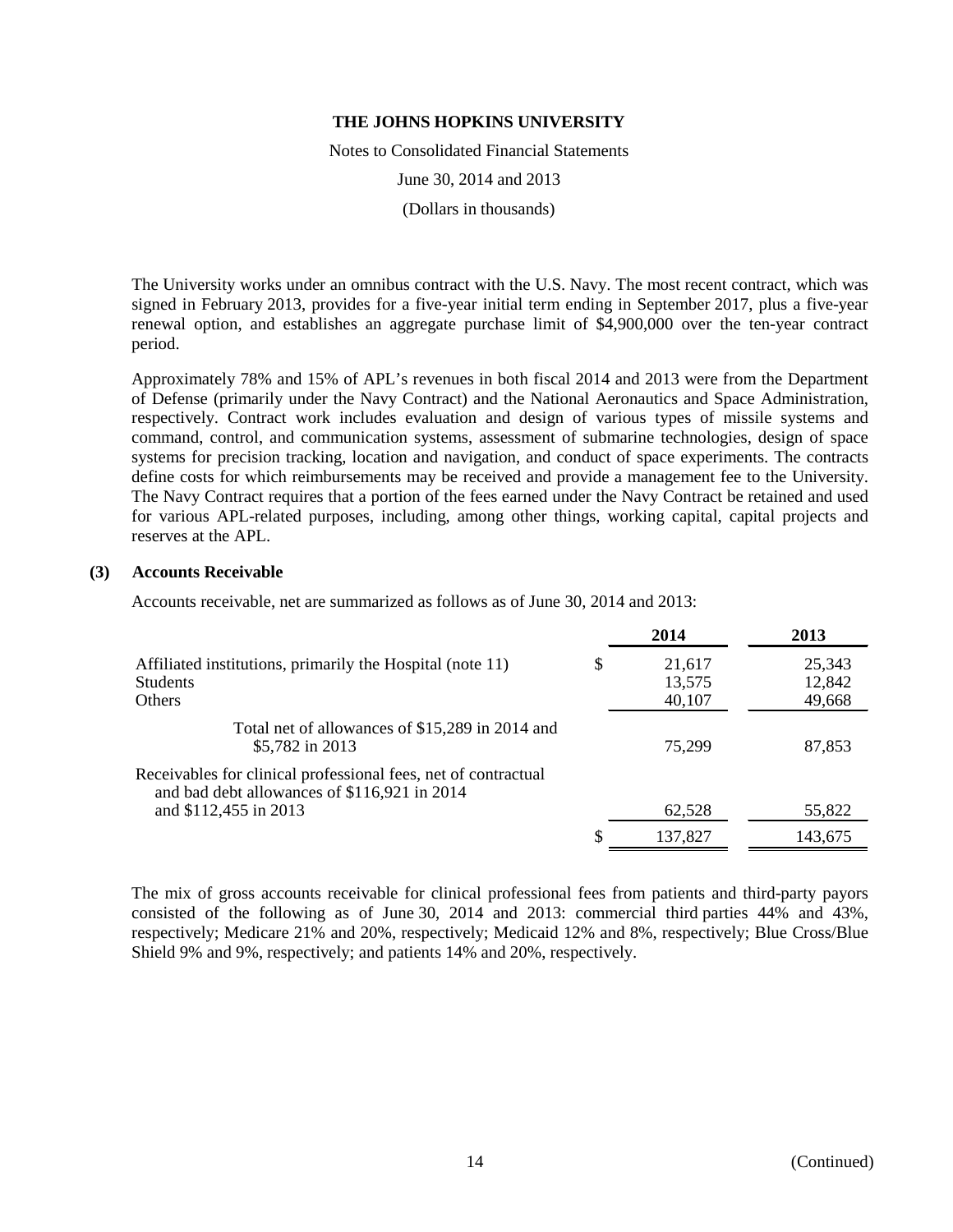The University works under an omnibus contract with the U.S. Navy. The most recent contract, which was signed in February 2013, provides for a five-year initial term ending in September 2017, plus a five-year renewal option, and establishes an aggregate purchase limit of $4,900,000 over the ten-year contract period.

Approximately 78% and 15% of APL's revenues in both fiscal 2014 and 2013 were from the Department of Defense (primarily under the Navy Contract) and the National Aeronautics and Space Administration, respectively. Contract work includes evaluation and design of various types of missile systems and command, control, and communication systems, assessment of submarine technologies, design of space systems for precision tracking, location and navigation, and conduct of space experiments. The contracts define costs for which reimbursements may be received and provide a management fee to the University. The Navy Contract requires that a portion of the fees earned under the Navy Contract be retained and used for various APL-related purposes, including, among other things, working capital, capital projects and reserves at the APL.

### (3) Accounts Receivable

Accounts receivable, net are summarized as follows as of June 30, 2014 and 2013:

| | 2014 | 2013 |
|---|---|---|
| Affiliated institutions, primarily the Hospital (note 11) | $ 21,617 | 25,343 |
| Students | 13,575 | 12,842 |
| Others | 40,107 | 49,668 |
| Total net of allowances of $15,289 in 2014 and $5,782 in 2013 | 75,299 | 87,853 |
| Receivables for clinical professional fees, net of contractual and bad debt allowances of $116,921 in 2014 and $112,455 in 2013 | 62,528 | 55,822 |
| | $ 137,827 | 143,675 |

The mix of gross accounts receivable for clinical professional fees from patients and third-party payors consisted of the following as of June 30, 2014 and 2013: commercial third parties 44% and 43%, respectively; Medicare 21% and 20%, respectively; Medicaid 12% and 8%, respectively; Blue Cross/Blue Shield 9% and 9%, respectively; and patients 14% and 20%, respectively.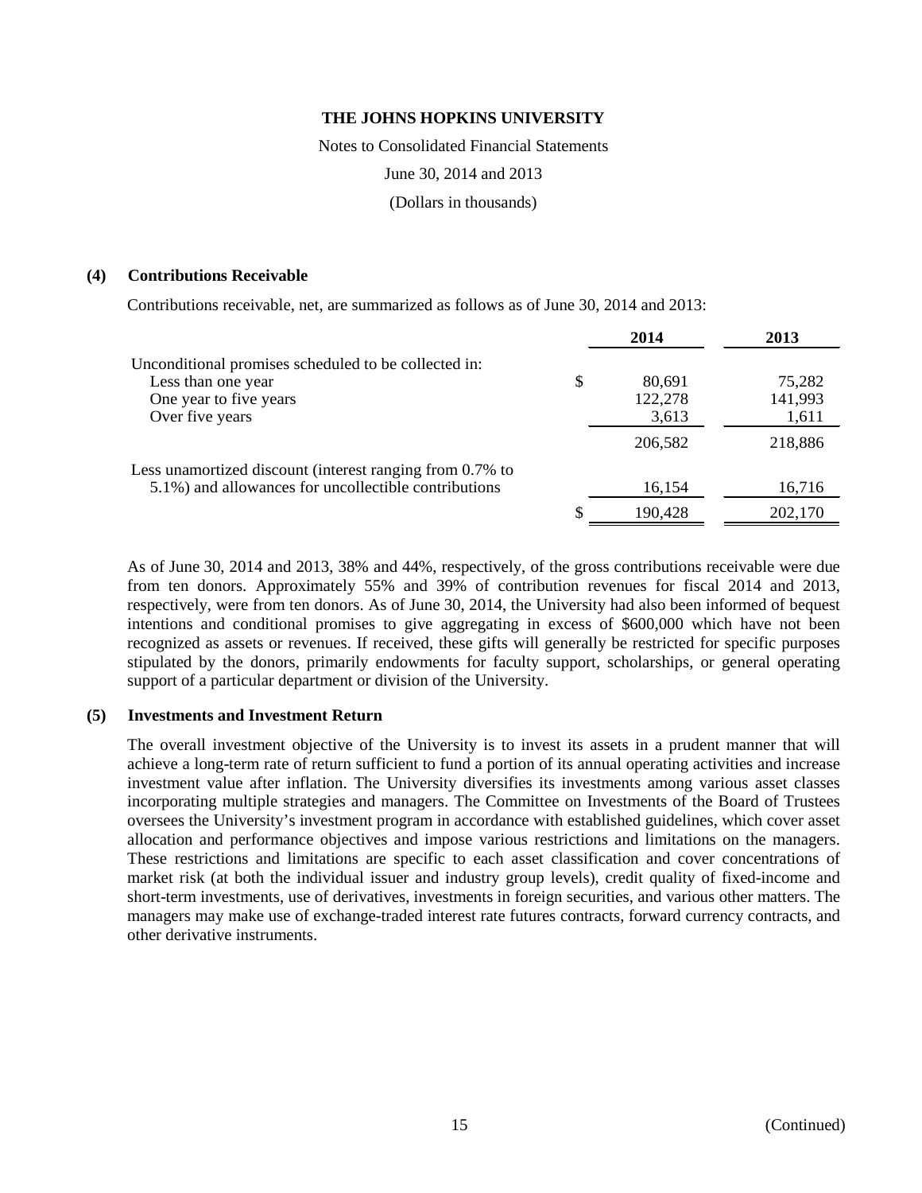# THE JOHNS HOPKINS UNIVERSITY

Notes to Consolidated Financial Statements

June 30, 2014 and 2013

(Dollars in thousands)

## (4) Contributions Receivable

Contributions receivable, net, are summarized as follows as of June 30, 2014 and 2013:

| | 2014 | 2013 |
|---|---|---|
| Unconditional promises scheduled to be collected in: | | |
| Less than one year | $ 80,691 | 75,282 |
| One year to five years | 122,278 | 141,993 |
| Over five years | 3,613 | 1,611 |
| | 206,582 | 218,886 |
| Less unamortized discount (interest ranging from 0.7% to 5.1%) and allowances for uncollectible contributions | 16,154 | 16,716 |
| | $ 190,428 | 202,170 |

As of June 30, 2014 and 2013, 38% and 44%, respectively, of the gross contributions receivable were due from ten donors. Approximately 55% and 39% of contribution revenues for fiscal 2014 and 2013, respectively, were from ten donors. As of June 30, 2014, the University had also been informed of bequest intentions and conditional promises to give aggregating in excess of $600,000 which have not been recognized as assets or revenues. If received, these gifts will generally be restricted for specific purposes stipulated by the donors, primarily endowments for faculty support, scholarships, or general operating support of a particular department or division of the University.

## (5) Investments and Investment Return

The overall investment objective of the University is to invest its assets in a prudent manner that will achieve a long-term rate of return sufficient to fund a portion of its annual operating activities and increase investment value after inflation. The University diversifies its investments among various asset classes incorporating multiple strategies and managers. The Committee on Investments of the Board of Trustees oversees the University's investment program in accordance with established guidelines, which cover asset allocation and performance objectives and impose various restrictions and limitations on the managers. These restrictions and limitations are specific to each asset classification and cover concentrations of market risk (at both the individual issuer and industry group levels), credit quality of fixed-income and short-term investments, use of derivatives, investments in foreign securities, and various other matters. The managers may make use of exchange-traded interest rate futures contracts, forward currency contracts, and other derivative instruments.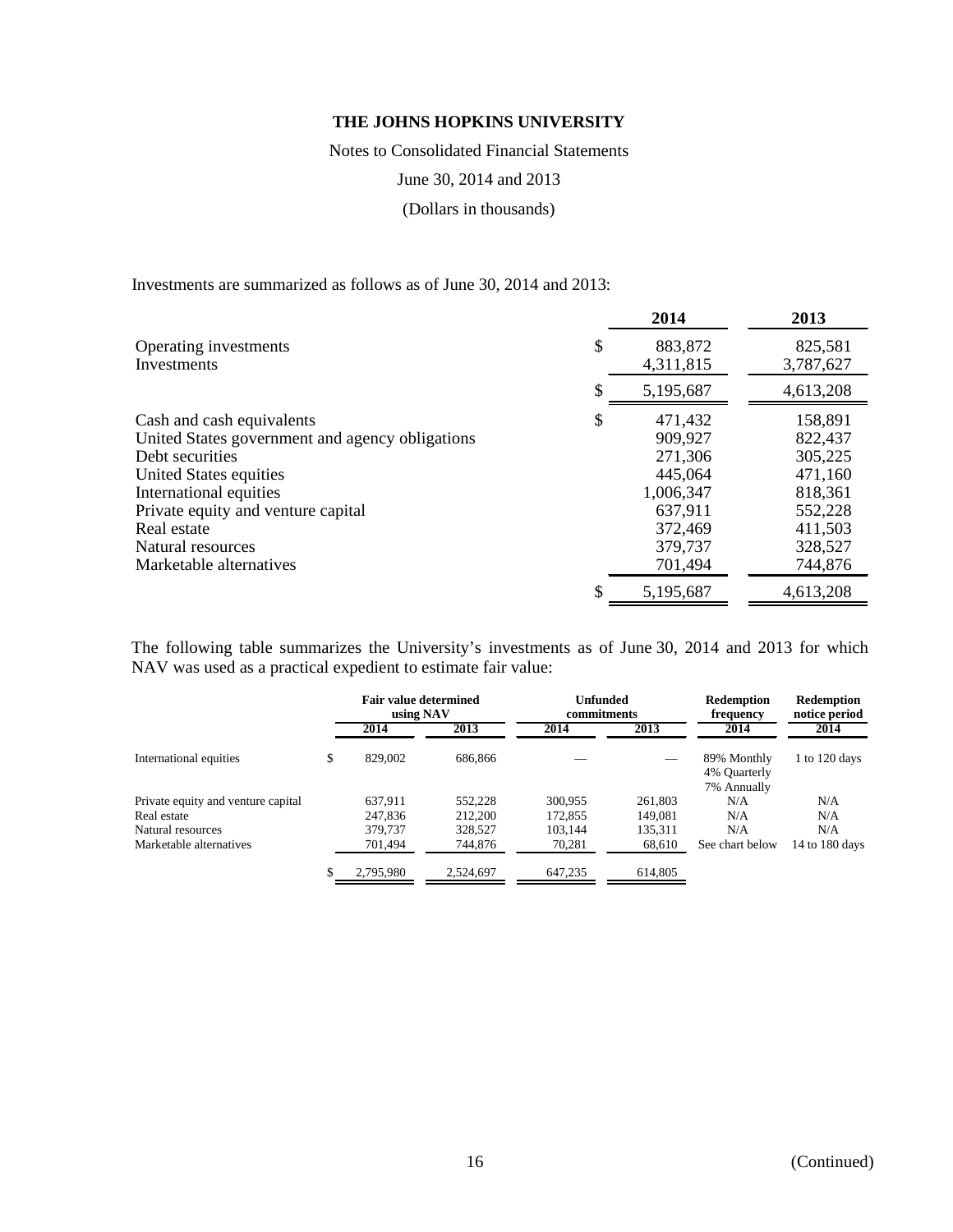# THE JOHNS HOPKINS UNIVERSITY

Notes to Consolidated Financial Statements

June 30, 2014 and 2013

(Dollars in thousands)

Investments are summarized as follows as of June 30, 2014 and 2013:

| | | 2014 | 2013 |
|---|---|---|---|
| Operating investments | $ | 883,872 | 825,581 |
| Investments | | 4,311,815 | 3,787,627 |
| | $ | 5,195,687 | 4,613,208 |
| Cash and cash equivalents | $ | 471,432 | 158,891 |
| United States government and agency obligations | | 909,927 | 822,437 |
| Debt securities | | 271,306 | 305,225 |
| United States equities | | 445,064 | 471,160 |
| International equities | | 1,006,347 | 818,361 |
| Private equity and venture capital | | 637,911 | 552,228 |
| Real estate | | 372,469 | 411,503 |
| Natural resources | | 379,737 | 328,527 |
| Marketable alternatives | | 701,494 | 744,876 |
| | $ | 5,195,687 | 4,613,208 |

The following table summarizes the University's investments as of June 30, 2014 and 2013 for which NAV was used as a practical expedient to estimate fair value:

| | | Fair value determined using NAV | | Unfunded commitments | | Redemption frequency | Redemption notice period |
|---|---|---|---|---|---|---|---|
| | | 2014 | 2013 | 2014 | 2013 | 2014 | 2014 |
| International equities | $ | 829,002 | 686,866 | — | — | 89% Monthly<br>4% Quarterly<br>7% Annually | 1 to 120 days |
| Private equity and venture capital | | 637,911 | 552,228 | 300,955 | 261,803 | N/A | N/A |
| Real estate | | 247,836 | 212,200 | 172,855 | 149,081 | N/A | N/A |
| Natural resources | | 379,737 | 328,527 | 103,144 | 135,311 | N/A | N/A |
| Marketable alternatives | | 701,494 | 744,876 | 70,281 | 68,610 | See chart below | 14 to 180 days |
| | $ | 2,795,980 | 2,524,697 | 647,235 | 614,805 | | |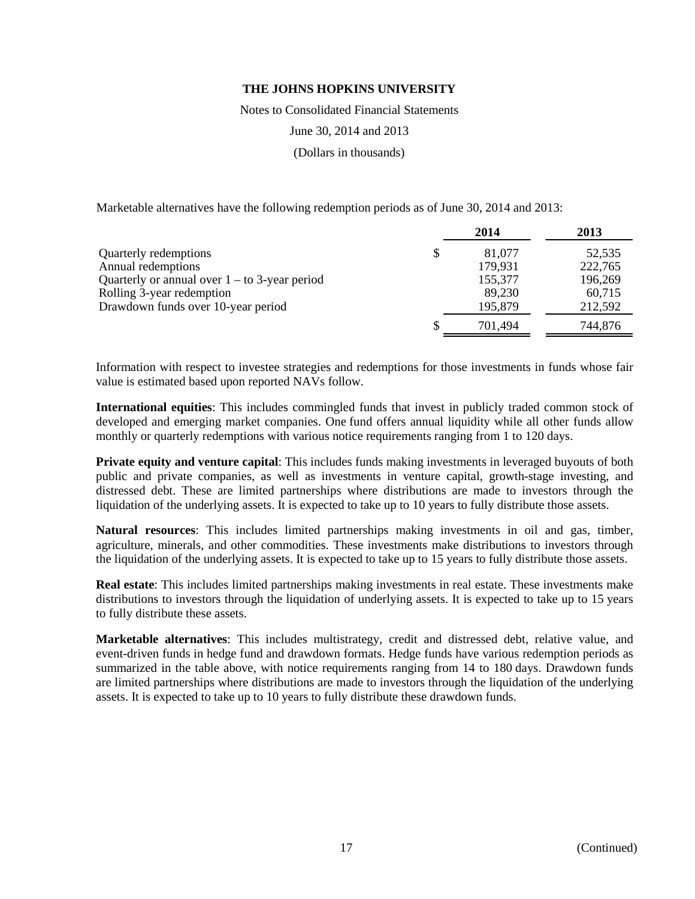# THE JOHNS HOPKINS UNIVERSITY

Notes to Consolidated Financial Statements

June 30, 2014 and 2013

(Dollars in thousands)

Marketable alternatives have the following redemption periods as of June 30, 2014 and 2013:

| | 2014 | 2013 |
|---|---|---|
| Quarterly redemptions | $ 81,077 | 52,535 |
| Annual redemptions | 179,931 | 222,765 |
| Quarterly or annual over 1 – to 3-year period | 155,377 | 196,269 |
| Rolling 3-year redemption | 89,230 | 60,715 |
| Drawdown funds over 10-year period | 195,879 | 212,592 |
| | $ 701,494 | 744,876 |

Information with respect to investee strategies and redemptions for those investments in funds whose fair value is estimated based upon reported NAVs follow.

**International equities**: This includes commingled funds that invest in publicly traded common stock of developed and emerging market companies. One fund offers annual liquidity while all other funds allow monthly or quarterly redemptions with various notice requirements ranging from 1 to 120 days.

**Private equity and venture capital**: This includes funds making investments in leveraged buyouts of both public and private companies, as well as investments in venture capital, growth-stage investing, and distressed debt. These are limited partnerships where distributions are made to investors through the liquidation of the underlying assets. It is expected to take up to 10 years to fully distribute those assets.

**Natural resources**: This includes limited partnerships making investments in oil and gas, timber, agriculture, minerals, and other commodities. These investments make distributions to investors through the liquidation of the underlying assets. It is expected to take up to 15 years to fully distribute those assets.

**Real estate**: This includes limited partnerships making investments in real estate. These investments make distributions to investors through the liquidation of underlying assets. It is expected to take up to 15 years to fully distribute these assets.

**Marketable alternatives**: This includes multistrategy, credit and distressed debt, relative value, and event-driven funds in hedge fund and drawdown formats. Hedge funds have various redemption periods as summarized in the table above, with notice requirements ranging from 14 to 180 days. Drawdown funds are limited partnerships where distributions are made to investors through the liquidation of the underlying assets. It is expected to take up to 10 years to fully distribute these drawdown funds.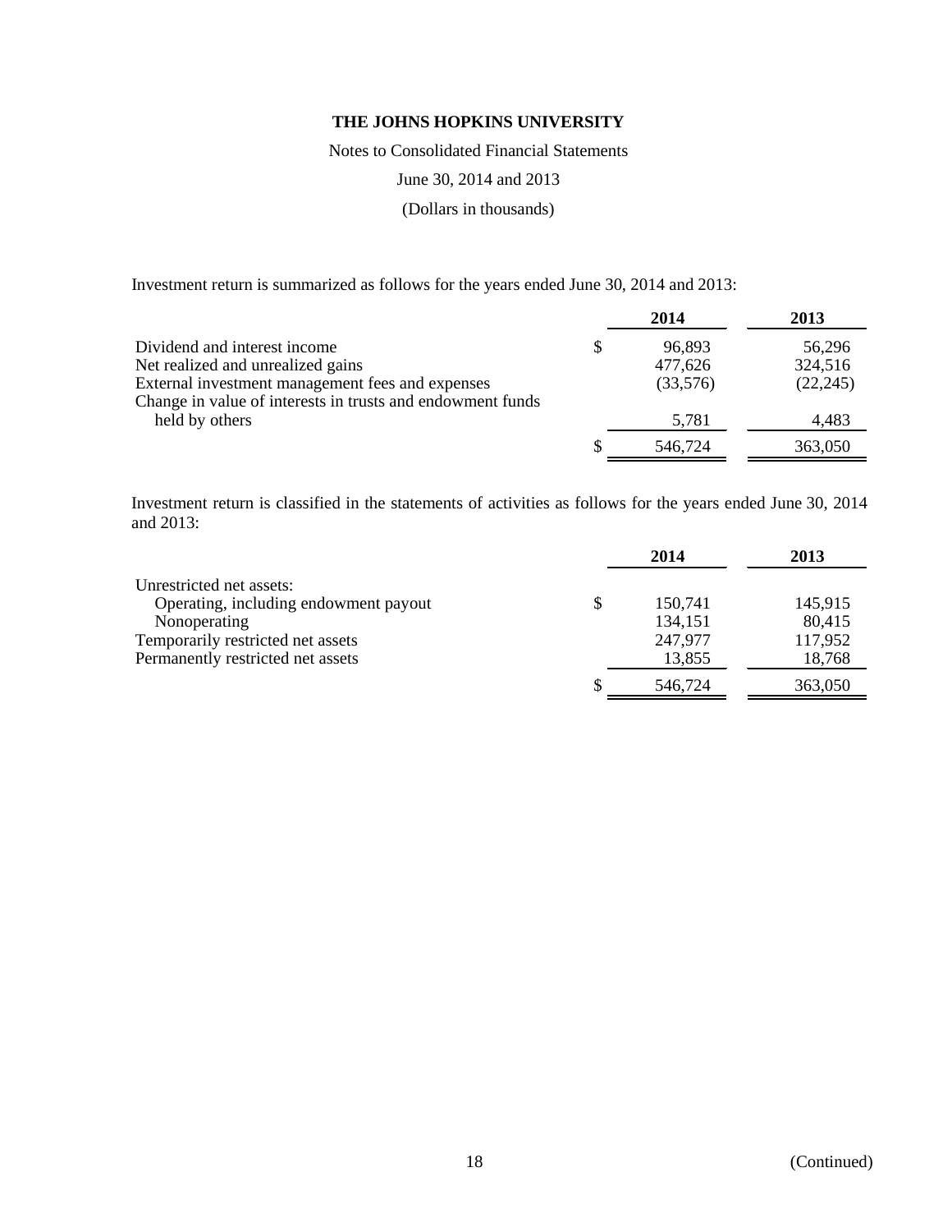Investment return is summarized as follows for the years ended June 30, 2014 and 2013:

| | 2014 | 2013 |
|---|---|---|
| Dividend and interest income | $ 96,893 | 56,296 |
| Net realized and unrealized gains | 477,626 | 324,516 |
| External investment management fees and expenses | (33,576) | (22,245) |
| Change in value of interests in trusts and endowment funds held by others | 5,781 | 4,483 |
| | $ 546,724 | 363,050 |

Investment return is classified in the statements of activities as follows for the years ended June 30, 2014 and 2013:

| | 2014 | 2013 |
|---|---|---|
| Unrestricted net assets: | | |
| Operating, including endowment payout | $ 150,741 | 145,915 |
| Nonoperating | 134,151 | 80,415 |
| Temporarily restricted net assets | 247,977 | 117,952 |
| Permanently restricted net assets | 13,855 | 18,768 |
| | $ 546,724 | 363,050 |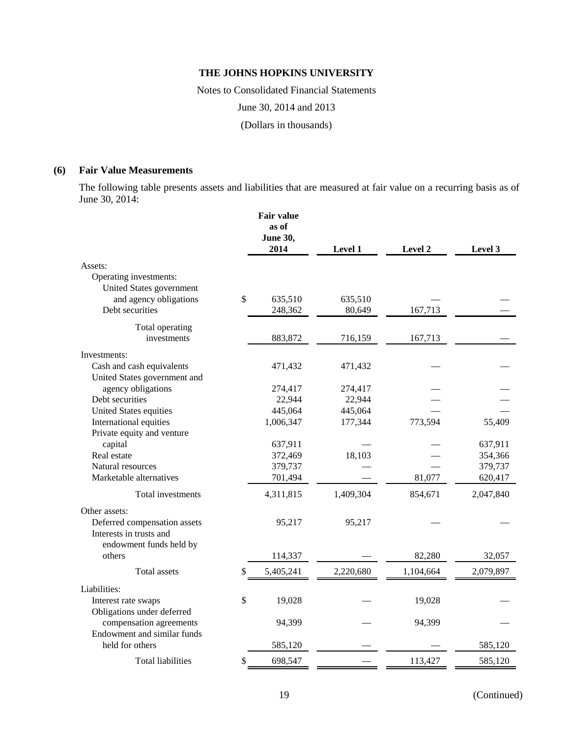# THE JOHNS HOPKINS UNIVERSITY

Notes to Consolidated Financial Statements

June 30, 2014 and 2013

(Dollars in thousands)

## (6) Fair Value Measurements

The following table presents assets and liabilities that are measured at fair value on a recurring basis as of June 30, 2014:

| | Fair value as of June 30, 2014 | Level 1 | Level 2 | Level 3 |
|---|---|---|---|---|
| Assets: | | | | |
| Operating investments: | | | | |
| United States government and agency obligations | $ 635,510 | 635,510 | — | — |
| Debt securities | 248,362 | 80,649 | 167,713 | — |
| Total operating investments | 883,872 | 716,159 | 167,713 | — |
| Investments: | | | | |
| Cash and cash equivalents | 471,432 | 471,432 | — | — |
| United States government and agency obligations | 274,417 | 274,417 | — | — |
| Debt securities | 22,944 | 22,944 | — | — |
| United States equities | 445,064 | 445,064 | — | — |
| International equities | 1,006,347 | 177,344 | 773,594 | 55,409 |
| Private equity and venture capital | 637,911 | — | — | 637,911 |
| Real estate | 372,469 | 18,103 | — | 354,366 |
| Natural resources | 379,737 | — | — | 379,737 |
| Marketable alternatives | 701,494 | — | 81,077 | 620,417 |
| Total investments | 4,311,815 | 1,409,304 | 854,671 | 2,047,840 |
| Other assets: | | | | |
| Deferred compensation assets | 95,217 | 95,217 | — | — |
| Interests in trusts and endowment funds held by others | 114,337 | — | 82,280 | 32,057 |
| Total assets | $ 5,405,241 | 2,220,680 | 1,104,664 | 2,079,897 |
| Liabilities: | | | | |
| Interest rate swaps | $ 19,028 | — | 19,028 | — |
| Obligations under deferred compensation agreements | 94,399 | — | 94,399 | — |
| Endowment and similar funds held for others | 585,120 | — | — | 585,120 |
| Total liabilities | $ 698,547 | — | 113,427 | 585,120 |

(Continued)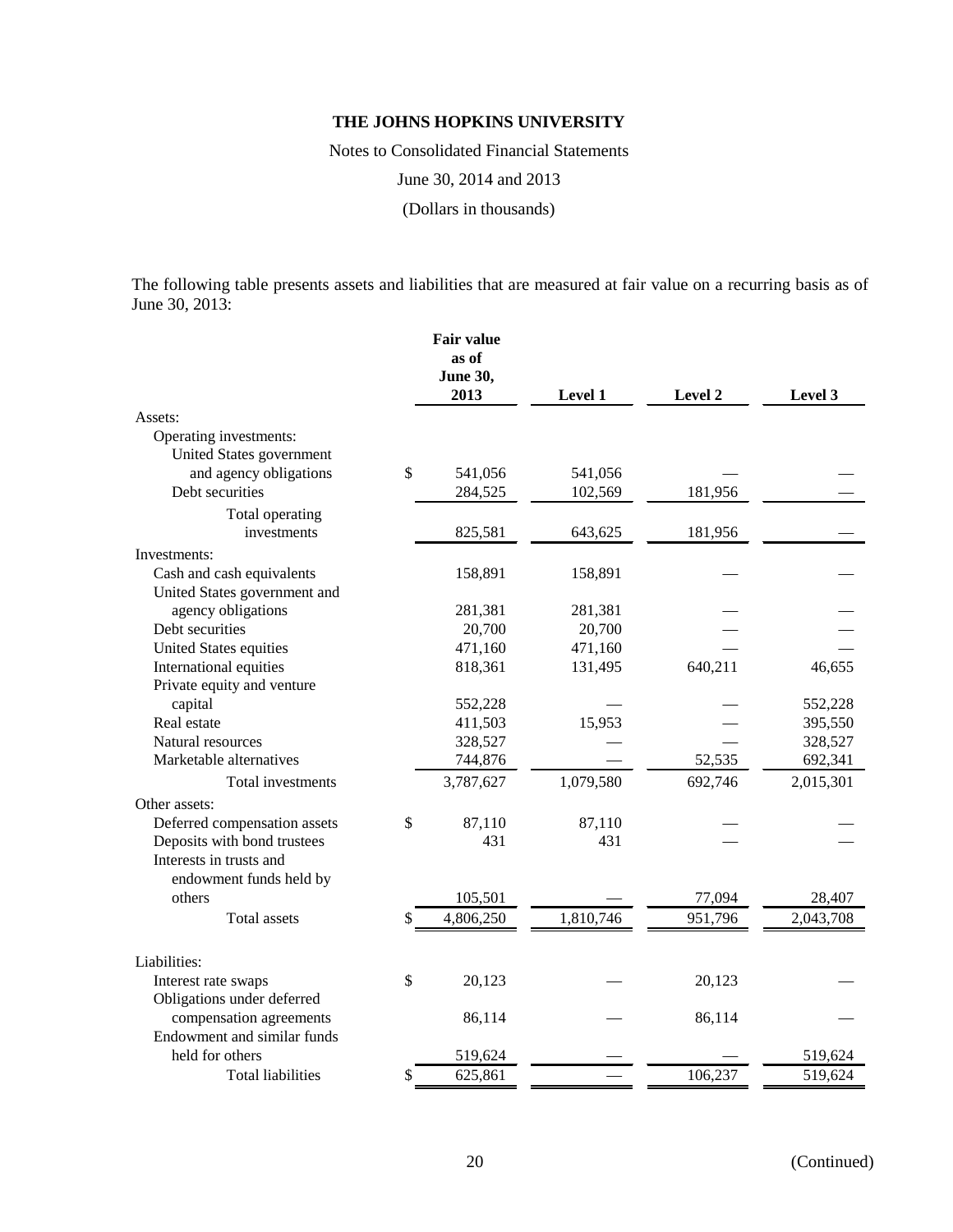**THE JOHNS HOPKINS UNIVERSITY**

Notes to Consolidated Financial Statements

June 30, 2014 and 2013

(Dollars in thousands)

The following table presents assets and liabilities that are measured at fair value on a recurring basis as of June 30, 2013:

| | Fair value as of June 30, 2013 | Level 1 | Level 2 | Level 3 |
|---|---|---|---|---|
| Assets: | | | | |
| Operating investments: | | | | |
| United States government and agency obligations | $ 541,056 | 541,056 | — | — |
| Debt securities | 284,525 | 102,569 | 181,956 | — |
| Total operating investments | 825,581 | 643,625 | 181,956 | — |
| Investments: | | | | |
| Cash and cash equivalents | 158,891 | 158,891 | — | — |
| United States government and agency obligations | 281,381 | 281,381 | — | — |
| Debt securities | 20,700 | 20,700 | — | — |
| United States equities | 471,160 | 471,160 | — | — |
| International equities | 818,361 | 131,495 | 640,211 | 46,655 |
| Private equity and venture capital | 552,228 | — | — | 552,228 |
| Real estate | 411,503 | 15,953 | — | 395,550 |
| Natural resources | 328,527 | — | — | 328,527 |
| Marketable alternatives | 744,876 | — | 52,535 | 692,341 |
| Total investments | 3,787,627 | 1,079,580 | 692,746 | 2,015,301 |
| Other assets: | | | | |
| Deferred compensation assets | $ 87,110 | 87,110 | — | — |
| Deposits with bond trustees | 431 | 431 | — | — |
| Interests in trusts and endowment funds held by others | 105,501 | — | 77,094 | 28,407 |
| Total assets | $ 4,806,250 | 1,810,746 | 951,796 | 2,043,708 |
| Liabilities: | | | | |
| Interest rate swaps | $ 20,123 | — | 20,123 | — |
| Obligations under deferred compensation agreements | 86,114 | — | 86,114 | — |
| Endowment and similar funds held for others | 519,624 | — | — | 519,624 |
| Total liabilities | $ 625,861 | — | 106,237 | 519,624 |

(Continued)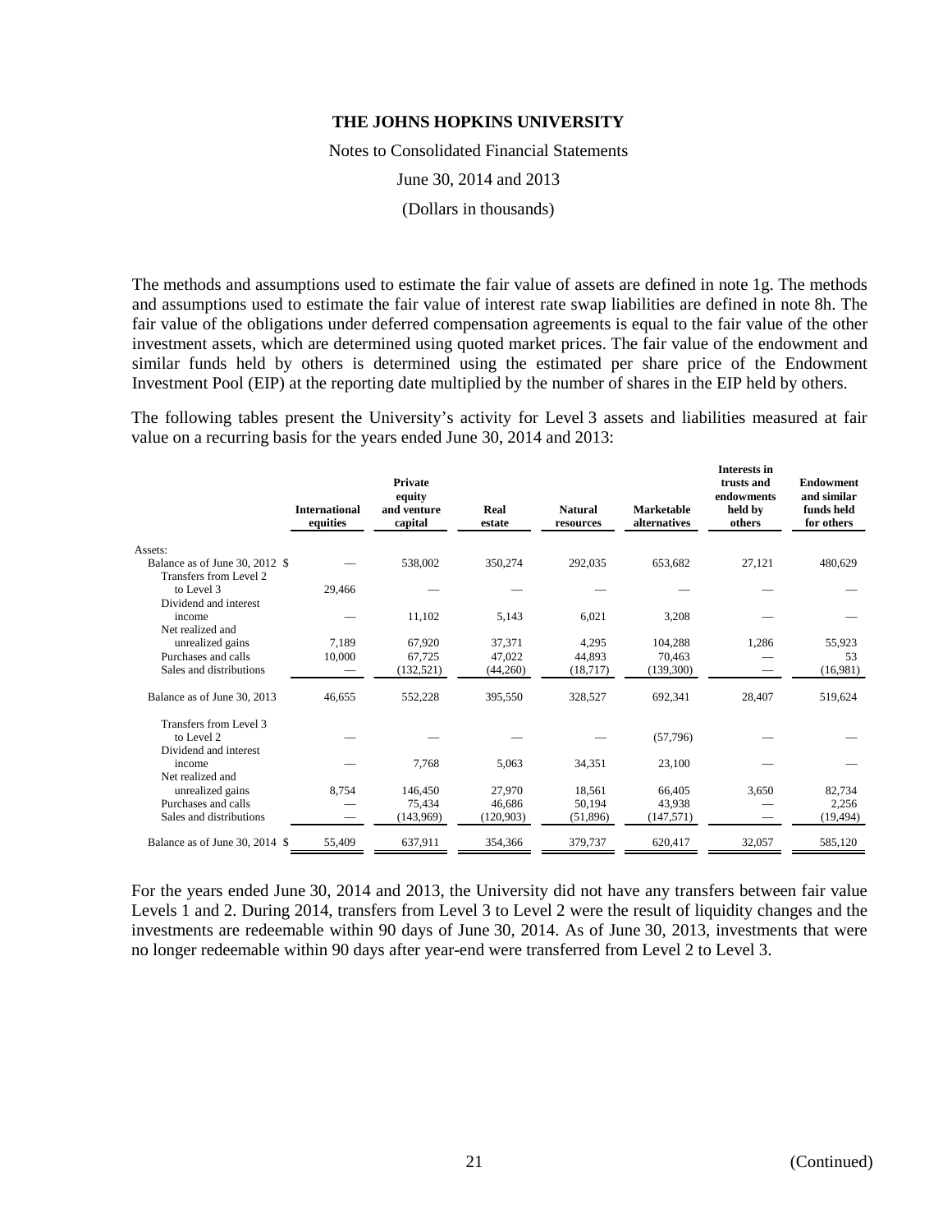The methods and assumptions used to estimate the fair value of assets are defined in note 1g. The methods and assumptions used to estimate the fair value of interest rate swap liabilities are defined in note 8h. The fair value of the obligations under deferred compensation agreements is equal to the fair value of the other investment assets, which are determined using quoted market prices. The fair value of the endowment and similar funds held by others is determined using the estimated per share price of the Endowment Investment Pool (EIP) at the reporting date multiplied by the number of shares in the EIP held by others.

The following tables present the University's activity for Level 3 assets and liabilities measured at fair value on a recurring basis for the years ended June 30, 2014 and 2013:

| | International equities | Private equity and venture capital | Real estate | Natural resources | Marketable alternatives | Interests in trusts and endowments held by others | Endowment and similar funds held for others |
|---|---|---|---|---|---|---|---|
| Assets: | | | | | | | |
| Balance as of June 30, 2012 $ | — | 538,002 | 350,274 | 292,035 | 653,682 | 27,121 | 480,629 |
| Transfers from Level 2 to Level 3 | 29,466 | — | — | — | — | — | — |
| Dividend and interest income | — | 11,102 | 5,143 | 6,021 | 3,208 | — | — |
| Net realized and unrealized gains | 7,189 | 67,920 | 37,371 | 4,295 | 104,288 | 1,286 | 55,923 |
| Purchases and calls | 10,000 | 67,725 | 47,022 | 44,893 | 70,463 | — | 53 |
| Sales and distributions | — | (132,521) | (44,260) | (18,717) | (139,300) | — | (16,981) |
| Balance as of June 30, 2013 | 46,655 | 552,228 | 395,550 | 328,527 | 692,341 | 28,407 | 519,624 |
| Transfers from Level 3 to Level 2 | — | — | — | — | (57,796) | — | — |
| Dividend and interest income | — | 7,768 | 5,063 | 34,351 | 23,100 | — | — |
| Net realized and unrealized gains | 8,754 | 146,450 | 27,970 | 18,561 | 66,405 | 3,650 | 82,734 |
| Purchases and calls | — | 75,434 | 46,686 | 50,194 | 43,938 | — | 2,256 |
| Sales and distributions | — | (143,969) | (120,903) | (51,896) | (147,571) | — | (19,494) |
| Balance as of June 30, 2014 $ | 55,409 | 637,911 | 354,366 | 379,737 | 620,417 | 32,057 | 585,120 |

For the years ended June 30, 2014 and 2013, the University did not have any transfers between fair value Levels 1 and 2. During 2014, transfers from Level 3 to Level 2 were the result of liquidity changes and the investments are redeemable within 90 days of June 30, 2014. As of June 30, 2013, investments that were no longer redeemable within 90 days after year-end were transferred from Level 2 to Level 3.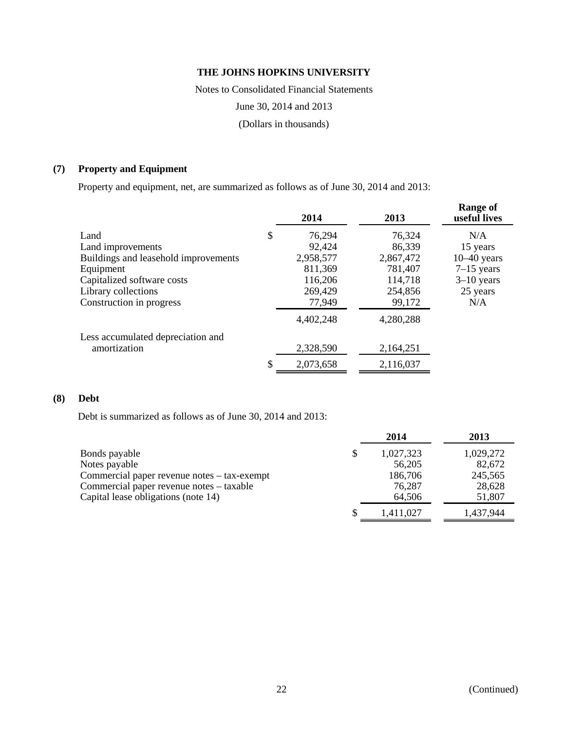# THE JOHNS HOPKINS UNIVERSITY

Notes to Consolidated Financial Statements

June 30, 2014 and 2013

(Dollars in thousands)

## (7) Property and Equipment

Property and equipment, net, are summarized as follows as of June 30, 2014 and 2013:

| | 2014 | 2013 | Range of useful lives |
|---|---|---|---|
| Land | $ 76,294 | 76,324 | N/A |
| Land improvements | 92,424 | 86,339 | 15 years |
| Buildings and leasehold improvements | 2,958,577 | 2,867,472 | 10–40 years |
| Equipment | 811,369 | 781,407 | 7–15 years |
| Capitalized software costs | 116,206 | 114,718 | 3–10 years |
| Library collections | 269,429 | 254,856 | 25 years |
| Construction in progress | 77,949 | 99,172 | N/A |
| | 4,402,248 | 4,280,288 | |
| Less accumulated depreciation and amortization | 2,328,590 | 2,164,251 | |
| | $ 2,073,658 | 2,116,037 | |

## (8) Debt

Debt is summarized as follows as of June 30, 2014 and 2013:

| | 2014 | 2013 |
|---|---|---|
| Bonds payable | $ 1,027,323 | 1,029,272 |
| Notes payable | 56,205 | 82,672 |
| Commercial paper revenue notes – tax-exempt | 186,706 | 245,565 |
| Commercial paper revenue notes – taxable | 76,287 | 28,628 |
| Capital lease obligations (note 14) | 64,506 | 51,807 |
| | $ 1,411,027 | 1,437,944 |

(Continued)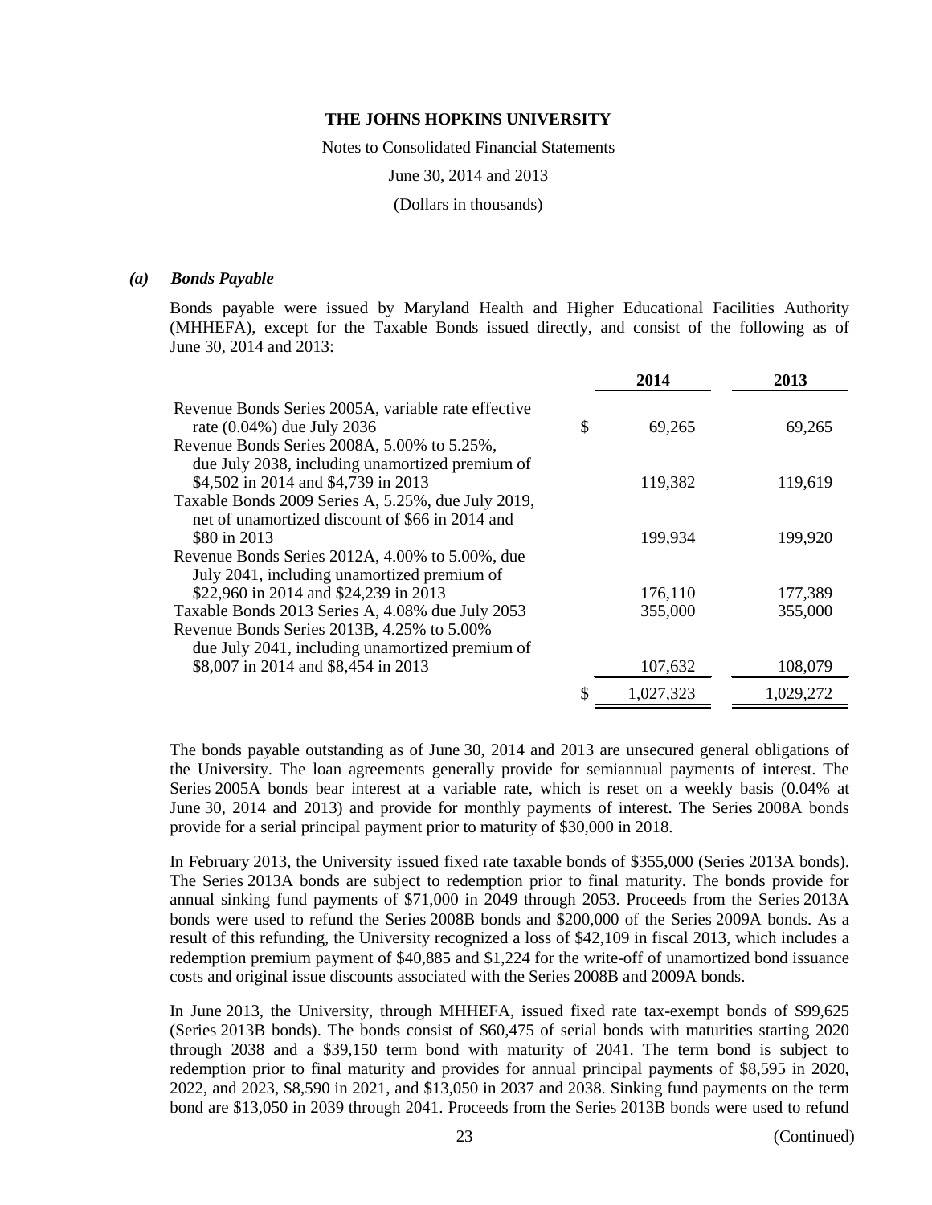### *(a) Bonds Payable*

Bonds payable were issued by Maryland Health and Higher Educational Facilities Authority (MHHEFA), except for the Taxable Bonds issued directly, and consist of the following as of June 30, 2014 and 2013:

| | 2014 | 2013 |
|---|---|---|
| Revenue Bonds Series 2005A, variable rate effective rate (0.04%) due July 2036 | $ 69,265 | 69,265 |
| Revenue Bonds Series 2008A, 5.00% to 5.25%, due July 2038, including unamortized premium of $4,502 in 2014 and $4,739 in 2013 | 119,382 | 119,619 |
| Taxable Bonds 2009 Series A, 5.25%, due July 2019, net of unamortized discount of $66 in 2014 and $80 in 2013 | 199,934 | 199,920 |
| Revenue Bonds Series 2012A, 4.00% to 5.00%, due July 2041, including unamortized premium of $22,960 in 2014 and $24,239 in 2013 | 176,110 | 177,389 |
| Taxable Bonds 2013 Series A, 4.08% due July 2053 | 355,000 | 355,000 |
| Revenue Bonds Series 2013B, 4.25% to 5.00% due July 2041, including unamortized premium of $8,007 in 2014 and $8,454 in 2013 | 107,632 | 108,079 |
| | $ 1,027,323 | 1,029,272 |

The bonds payable outstanding as of June 30, 2014 and 2013 are unsecured general obligations of the University. The loan agreements generally provide for semiannual payments of interest. The Series 2005A bonds bear interest at a variable rate, which is reset on a weekly basis (0.04% at June 30, 2014 and 2013) and provide for monthly payments of interest. The Series 2008A bonds provide for a serial principal payment prior to maturity of $30,000 in 2018.

In February 2013, the University issued fixed rate taxable bonds of $355,000 (Series 2013A bonds). The Series 2013A bonds are subject to redemption prior to final maturity. The bonds provide for annual sinking fund payments of $71,000 in 2049 through 2053. Proceeds from the Series 2013A bonds were used to refund the Series 2008B bonds and $200,000 of the Series 2009A bonds. As a result of this refunding, the University recognized a loss of $42,109 in fiscal 2013, which includes a redemption premium payment of $40,885 and $1,224 for the write-off of unamortized bond issuance costs and original issue discounts associated with the Series 2008B and 2009A bonds.

In June 2013, the University, through MHHEFA, issued fixed rate tax-exempt bonds of $99,625 (Series 2013B bonds). The bonds consist of $60,475 of serial bonds with maturities starting 2020 through 2038 and a $39,150 term bond with maturity of 2041. The term bond is subject to redemption prior to final maturity and provides for annual principal payments of $8,595 in 2020, 2022, and 2023, $8,590 in 2021, and $13,050 in 2037 and 2038. Sinking fund payments on the term bond are $13,050 in 2039 through 2041. Proceeds from the Series 2013B bonds were used to refund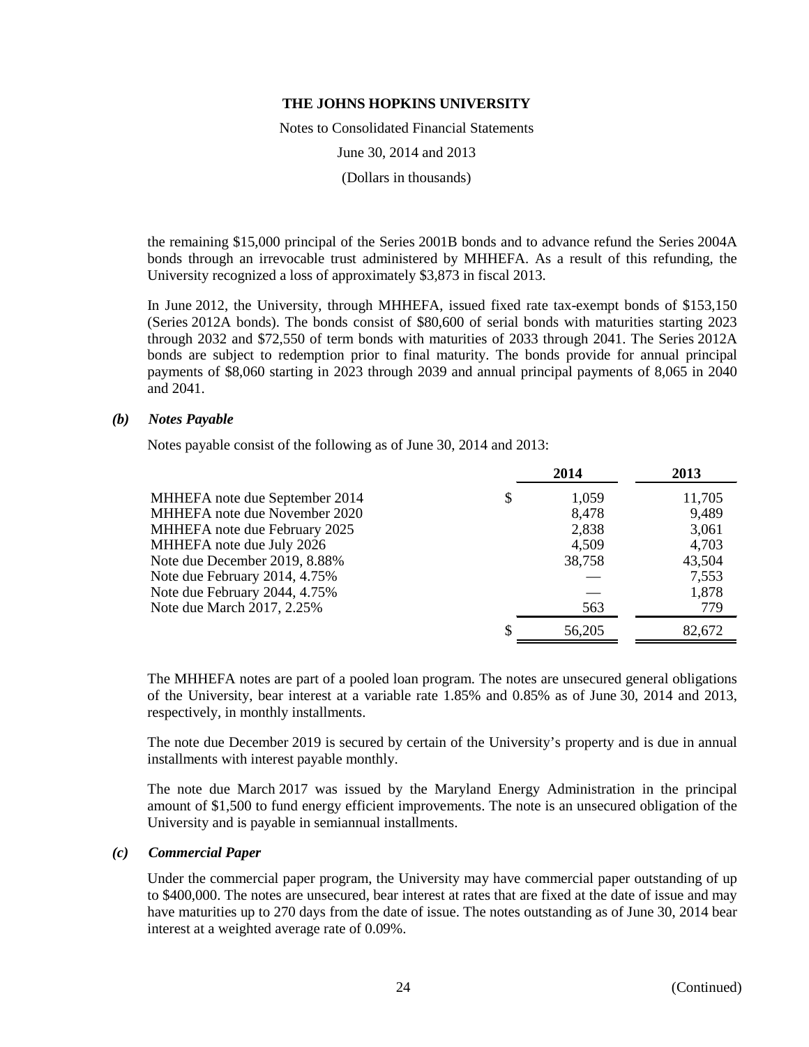the remaining $15,000 principal of the Series 2001B bonds and to advance refund the Series 2004A bonds through an irrevocable trust administered by MHHEFA. As a result of this refunding, the University recognized a loss of approximately $3,873 in fiscal 2013.

In June 2012, the University, through MHHEFA, issued fixed rate tax-exempt bonds of $153,150 (Series 2012A bonds). The bonds consist of $80,600 of serial bonds with maturities starting 2023 through 2032 and $72,550 of term bonds with maturities of 2033 through 2041. The Series 2012A bonds are subject to redemption prior to final maturity. The bonds provide for annual principal payments of $8,060 starting in 2023 through 2039 and annual principal payments of 8,065 in 2040 and 2041.

### *(b) Notes Payable*

Notes payable consist of the following as of June 30, 2014 and 2013:

| | 2014 | 2013 |
|---|---|---|
| MHHEFA note due September 2014 | $ 1,059 | 11,705 |
| MHHEFA note due November 2020 | 8,478 | 9,489 |
| MHHEFA note due February 2025 | 2,838 | 3,061 |
| MHHEFA note due July 2026 | 4,509 | 4,703 |
| Note due December 2019, 8.88% | 38,758 | 43,504 |
| Note due February 2014, 4.75% | — | 7,553 |
| Note due February 2044, 4.75% | — | 1,878 |
| Note due March 2017, 2.25% | 563 | 779 |
| | $ 56,205 | 82,672 |

The MHHEFA notes are part of a pooled loan program. The notes are unsecured general obligations of the University, bear interest at a variable rate 1.85% and 0.85% as of June 30, 2014 and 2013, respectively, in monthly installments.

The note due December 2019 is secured by certain of the University's property and is due in annual installments with interest payable monthly.

The note due March 2017 was issued by the Maryland Energy Administration in the principal amount of $1,500 to fund energy efficient improvements. The note is an unsecured obligation of the University and is payable in semiannual installments.

### *(c) Commercial Paper*

Under the commercial paper program, the University may have commercial paper outstanding of up to $400,000. The notes are unsecured, bear interest at rates that are fixed at the date of issue and may have maturities up to 270 days from the date of issue. The notes outstanding as of June 30, 2014 bear interest at a weighted average rate of 0.09%.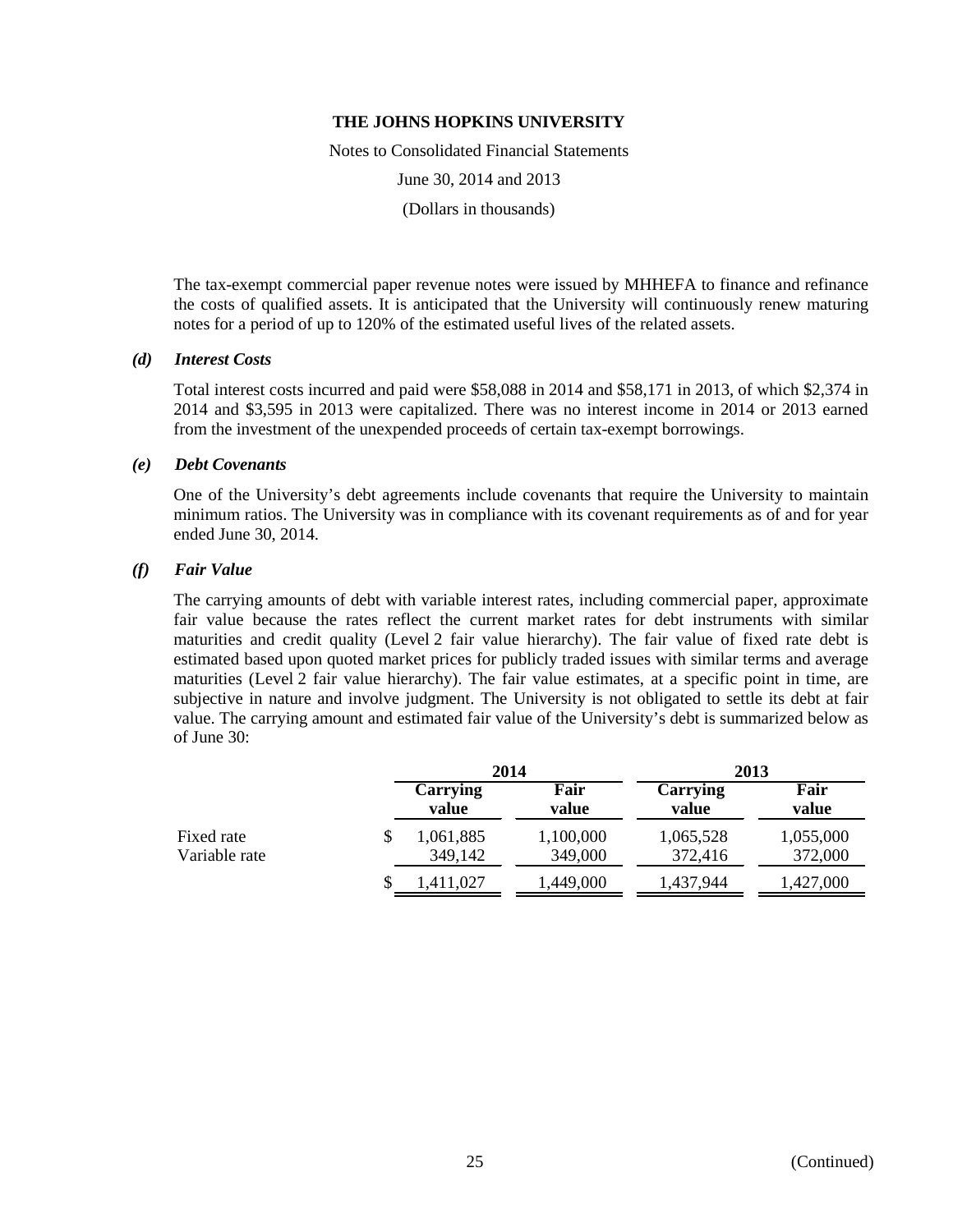The tax-exempt commercial paper revenue notes were issued by MHHEFA to finance and refinance the costs of qualified assets. It is anticipated that the University will continuously renew maturing notes for a period of up to 120% of the estimated useful lives of the related assets.

### *(d) Interest Costs*

Total interest costs incurred and paid were $58,088 in 2014 and $58,171 in 2013, of which $2,374 in 2014 and $3,595 in 2013 were capitalized. There was no interest income in 2014 or 2013 earned from the investment of the unexpended proceeds of certain tax-exempt borrowings.

### *(e) Debt Covenants*

One of the University's debt agreements include covenants that require the University to maintain minimum ratios. The University was in compliance with its covenant requirements as of and for year ended June 30, 2014.

### *(f) Fair Value*

The carrying amounts of debt with variable interest rates, including commercial paper, approximate fair value because the rates reflect the current market rates for debt instruments with similar maturities and credit quality (Level 2 fair value hierarchy). The fair value of fixed rate debt is estimated based upon quoted market prices for publicly traded issues with similar terms and average maturities (Level 2 fair value hierarchy). The fair value estimates, at a specific point in time, are subjective in nature and involve judgment. The University is not obligated to settle its debt at fair value. The carrying amount and estimated fair value of the University's debt is summarized below as of June 30:

| | 2014 | | 2013 | |
|---|---|---|---|---|
| | **Carrying value** | **Fair value** | **Carrying value** | **Fair value** |
| Fixed rate | $ 1,061,885 | 1,100,000 | 1,065,528 | 1,055,000 |
| Variable rate | 349,142 | 349,000 | 372,416 | 372,000 |
| | $ 1,411,027 | 1,449,000 | 1,437,944 | 1,427,000 |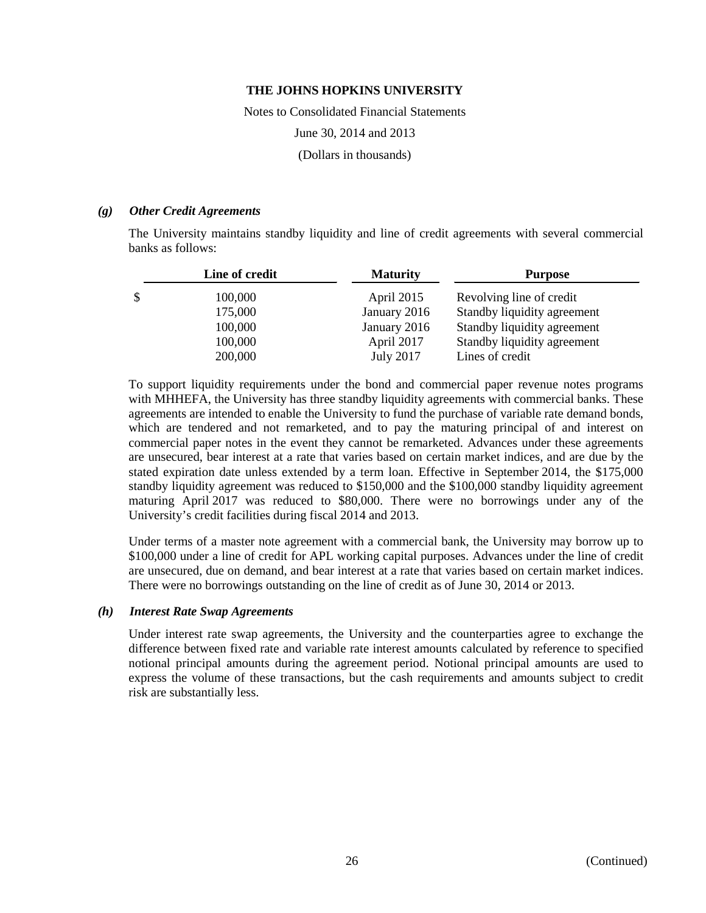THE JOHNS HOPKINS UNIVERSITY

Notes to Consolidated Financial Statements

June 30, 2014 and 2013

(Dollars in thousands)

### *(g) Other Credit Agreements*

The University maintains standby liquidity and line of credit agreements with several commercial banks as follows:

| Line of credit | Maturity | Purpose |
|---|---|---|
| $ 100,000 | April 2015 | Revolving line of credit |
| 175,000 | January 2016 | Standby liquidity agreement |
| 100,000 | January 2016 | Standby liquidity agreement |
| 100,000 | April 2017 | Standby liquidity agreement |
| 200,000 | July 2017 | Lines of credit |

To support liquidity requirements under the bond and commercial paper revenue notes programs with MHHEFA, the University has three standby liquidity agreements with commercial banks. These agreements are intended to enable the University to fund the purchase of variable rate demand bonds, which are tendered and not remarketed, and to pay the maturing principal of and interest on commercial paper notes in the event they cannot be remarketed. Advances under these agreements are unsecured, bear interest at a rate that varies based on certain market indices, and are due by the stated expiration date unless extended by a term loan. Effective in September 2014, the $175,000 standby liquidity agreement was reduced to $150,000 and the $100,000 standby liquidity agreement maturing April 2017 was reduced to $80,000. There were no borrowings under any of the University's credit facilities during fiscal 2014 and 2013.

Under terms of a master note agreement with a commercial bank, the University may borrow up to $100,000 under a line of credit for APL working capital purposes. Advances under the line of credit are unsecured, due on demand, and bear interest at a rate that varies based on certain market indices. There were no borrowings outstanding on the line of credit as of June 30, 2014 or 2013.

### *(h) Interest Rate Swap Agreements*

Under interest rate swap agreements, the University and the counterparties agree to exchange the difference between fixed rate and variable rate interest amounts calculated by reference to specified notional principal amounts during the agreement period. Notional principal amounts are used to express the volume of these transactions, but the cash requirements and amounts subject to credit risk are substantially less.

(Continued)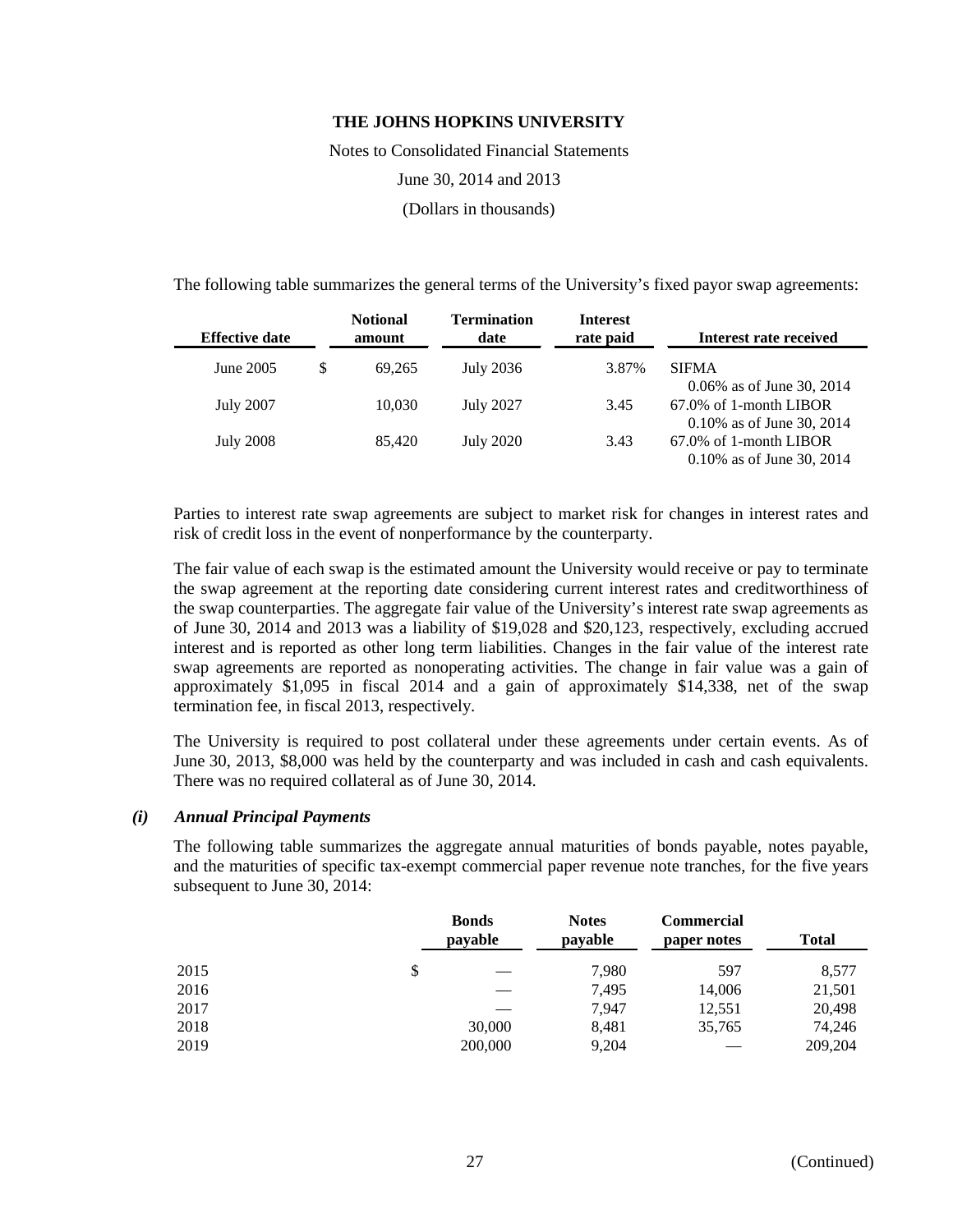The following table summarizes the general terms of the University's fixed payor swap agreements:

| Effective date | Notional amount | Termination date | Interest rate paid | Interest rate received |
|---|---|---|---|---|
| June 2005 | $ 69,265 | July 2036 | 3.87% | SIFMA<br>0.06% as of June 30, 2014 |
| July 2007 | 10,030 | July 2027 | 3.45 | 67.0% of 1-month LIBOR<br>0.10% as of June 30, 2014 |
| July 2008 | 85,420 | July 2020 | 3.43 | 67.0% of 1-month LIBOR<br>0.10% as of June 30, 2014 |

Parties to interest rate swap agreements are subject to market risk for changes in interest rates and risk of credit loss in the event of nonperformance by the counterparty.

The fair value of each swap is the estimated amount the University would receive or pay to terminate the swap agreement at the reporting date considering current interest rates and creditworthiness of the swap counterparties. The aggregate fair value of the University's interest rate swap agreements as of June 30, 2014 and 2013 was a liability of $19,028 and $20,123, respectively, excluding accrued interest and is reported as other long term liabilities. Changes in the fair value of the interest rate swap agreements are reported as nonoperating activities. The change in fair value was a gain of approximately $1,095 in fiscal 2014 and a gain of approximately $14,338, net of the swap termination fee, in fiscal 2013, respectively.

The University is required to post collateral under these agreements under certain events. As of June 30, 2013, $8,000 was held by the counterparty and was included in cash and cash equivalents. There was no required collateral as of June 30, 2014.

### *(i) Annual Principal Payments*

The following table summarizes the aggregate annual maturities of bonds payable, notes payable, and the maturities of specific tax-exempt commercial paper revenue note tranches, for the five years subsequent to June 30, 2014:

| | Bonds payable | Notes payable | Commercial paper notes | Total |
|---|---|---|---|---|
| 2015 | $ — | 7,980 | 597 | 8,577 |
| 2016 | — | 7,495 | 14,006 | 21,501 |
| 2017 | — | 7,947 | 12,551 | 20,498 |
| 2018 | 30,000 | 8,481 | 35,765 | 74,246 |
| 2019 | 200,000 | 9,204 | — | 209,204 |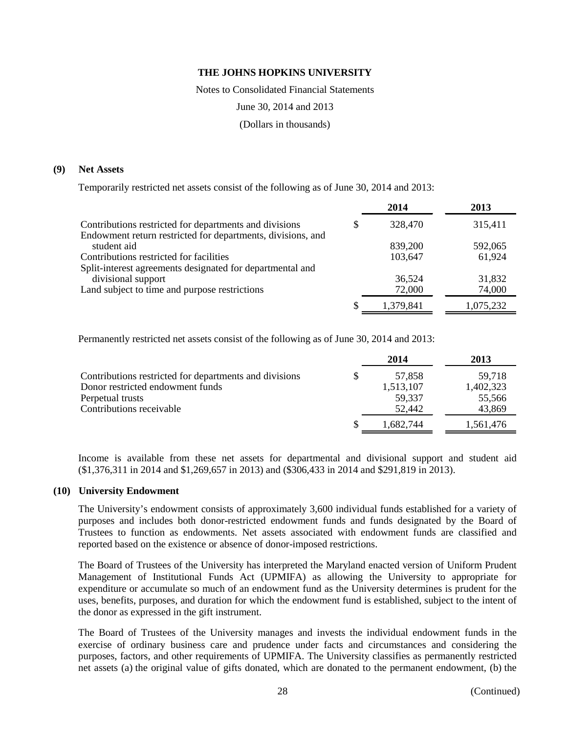# THE JOHNS HOPKINS UNIVERSITY

Notes to Consolidated Financial Statements

June 30, 2014 and 2013

(Dollars in thousands)

## (9) Net Assets

Temporarily restricted net assets consist of the following as of June 30, 2014 and 2013:

| | 2014 | 2013 |
|---|---|---|
| Contributions restricted for departments and divisions | $ 328,470 | 315,411 |
| Endowment return restricted for departments, divisions, and student aid | 839,200 | 592,065 |
| Contributions restricted for facilities | 103,647 | 61,924 |
| Split-interest agreements designated for departmental and divisional support | 36,524 | 31,832 |
| Land subject to time and purpose restrictions | 72,000 | 74,000 |
| | $ 1,379,841 | 1,075,232 |

Permanently restricted net assets consist of the following as of June 30, 2014 and 2013:

| | 2014 | 2013 |
|---|---|---|
| Contributions restricted for departments and divisions | $ 57,858 | 59,718 |
| Donor restricted endowment funds | 1,513,107 | 1,402,323 |
| Perpetual trusts | 59,337 | 55,566 |
| Contributions receivable | 52,442 | 43,869 |
| | $ 1,682,744 | 1,561,476 |

Income is available from these net assets for departmental and divisional support and student aid ($1,376,311 in 2014 and $1,269,657 in 2013) and ($306,433 in 2014 and $291,819 in 2013).

## (10) University Endowment

The University's endowment consists of approximately 3,600 individual funds established for a variety of purposes and includes both donor-restricted endowment funds and funds designated by the Board of Trustees to function as endowments. Net assets associated with endowment funds are classified and reported based on the existence or absence of donor-imposed restrictions.

The Board of Trustees of the University has interpreted the Maryland enacted version of Uniform Prudent Management of Institutional Funds Act (UPMIFA) as allowing the University to appropriate for expenditure or accumulate so much of an endowment fund as the University determines is prudent for the uses, benefits, purposes, and duration for which the endowment fund is established, subject to the intent of the donor as expressed in the gift instrument.

The Board of Trustees of the University manages and invests the individual endowment funds in the exercise of ordinary business care and prudence under facts and circumstances and considering the purposes, factors, and other requirements of UPMIFA. The University classifies as permanently restricted net assets (a) the original value of gifts donated, which are donated to the permanent endowment, (b) the

(Continued)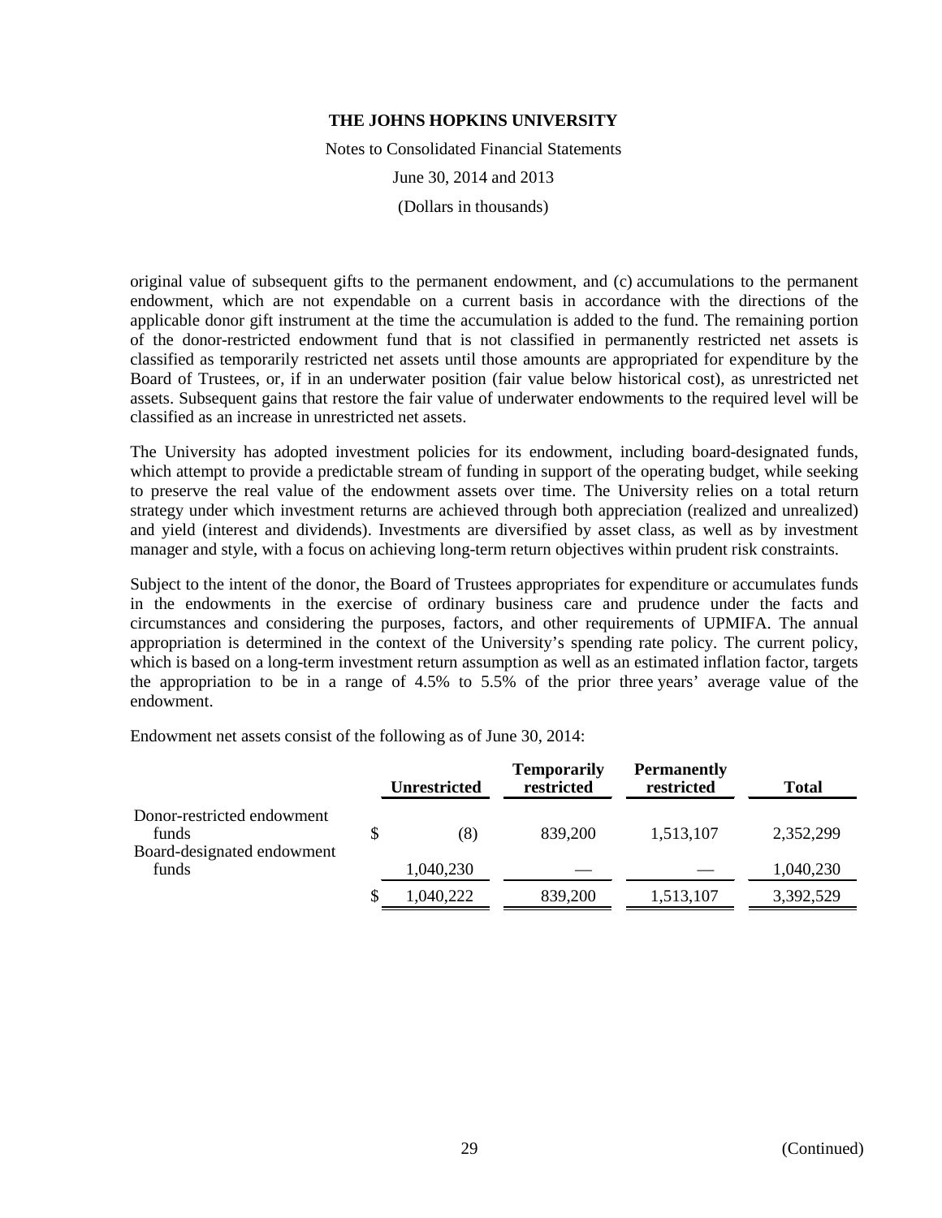original value of subsequent gifts to the permanent endowment, and (c) accumulations to the permanent endowment, which are not expendable on a current basis in accordance with the directions of the applicable donor gift instrument at the time the accumulation is added to the fund. The remaining portion of the donor-restricted endowment fund that is not classified in permanently restricted net assets is classified as temporarily restricted net assets until those amounts are appropriated for expenditure by the Board of Trustees, or, if in an underwater position (fair value below historical cost), as unrestricted net assets. Subsequent gains that restore the fair value of underwater endowments to the required level will be classified as an increase in unrestricted net assets.

The University has adopted investment policies for its endowment, including board-designated funds, which attempt to provide a predictable stream of funding in support of the operating budget, while seeking to preserve the real value of the endowment assets over time. The University relies on a total return strategy under which investment returns are achieved through both appreciation (realized and unrealized) and yield (interest and dividends). Investments are diversified by asset class, as well as by investment manager and style, with a focus on achieving long-term return objectives within prudent risk constraints.

Subject to the intent of the donor, the Board of Trustees appropriates for expenditure or accumulates funds in the endowments in the exercise of ordinary business care and prudence under the facts and circumstances and considering the purposes, factors, and other requirements of UPMIFA. The annual appropriation is determined in the context of the University's spending rate policy. The current policy, which is based on a long-term investment return assumption as well as an estimated inflation factor, targets the appropriation to be in a range of 4.5% to 5.5% of the prior three years' average value of the endowment.

Endowment net assets consist of the following as of June 30, 2014:

| | Unrestricted | Temporarily restricted | Permanently restricted | Total |
|---|---|---|---|---|
| Donor-restricted endowment funds | $ (8) | 839,200 | 1,513,107 | 2,352,299 |
| Board-designated endowment funds | 1,040,230 | — | — | 1,040,230 |
| | $ 1,040,222 | 839,200 | 1,513,107 | 3,392,529 |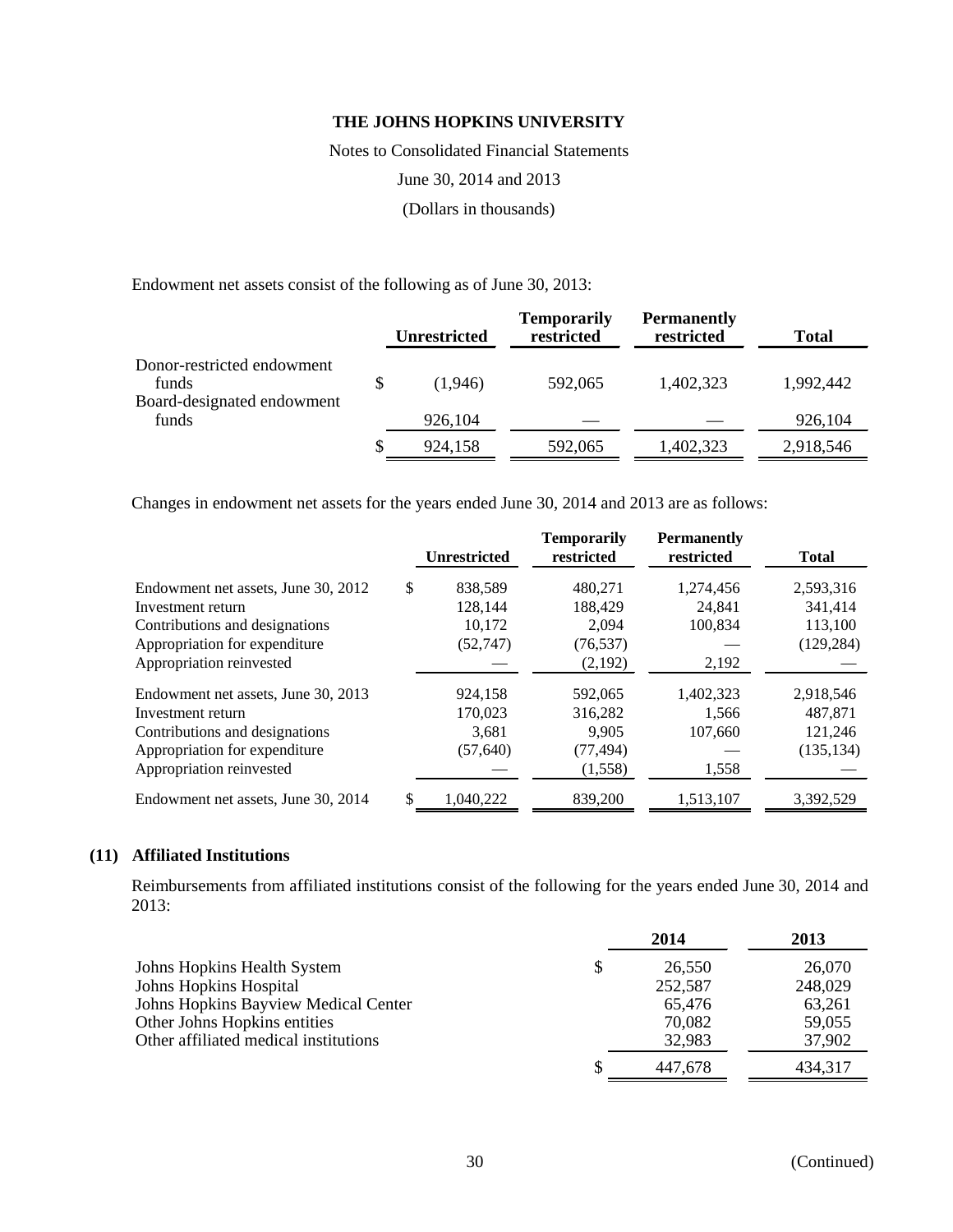Endowment net assets consist of the following as of June 30, 2013:

| | Unrestricted | Temporarily restricted | Permanently restricted | Total |
|---|---|---|---|---|
| Donor-restricted endowment funds | $ (1,946) | 592,065 | 1,402,323 | 1,992,442 |
| Board-designated endowment funds | 926,104 | — | — | 926,104 |
| | $ 924,158 | 592,065 | 1,402,323 | 2,918,546 |

Changes in endowment net assets for the years ended June 30, 2014 and 2013 are as follows:

| | Unrestricted | Temporarily restricted | Permanently restricted | Total |
|---|---|---|---|---|
| Endowment net assets, June 30, 2012 | $ 838,589 | 480,271 | 1,274,456 | 2,593,316 |
| Investment return | 128,144 | 188,429 | 24,841 | 341,414 |
| Contributions and designations | 10,172 | 2,094 | 100,834 | 113,100 |
| Appropriation for expenditure | (52,747) | (76,537) | — | (129,284) |
| Appropriation reinvested | — | (2,192) | 2,192 | — |
| Endowment net assets, June 30, 2013 | 924,158 | 592,065 | 1,402,323 | 2,918,546 |
| Investment return | 170,023 | 316,282 | 1,566 | 487,871 |
| Contributions and designations | 3,681 | 9,905 | 107,660 | 121,246 |
| Appropriation for expenditure | (57,640) | (77,494) | — | (135,134) |
| Appropriation reinvested | — | (1,558) | 1,558 | — |
| Endowment net assets, June 30, 2014 | $ 1,040,222 | 839,200 | 1,513,107 | 3,392,529 |

## (11) Affiliated Institutions

Reimbursements from affiliated institutions consist of the following for the years ended June 30, 2014 and 2013:

| | 2014 | 2013 |
|---|---|---|
| Johns Hopkins Health System | $ 26,550 | 26,070 |
| Johns Hopkins Hospital | 252,587 | 248,029 |
| Johns Hopkins Bayview Medical Center | 65,476 | 63,261 |
| Other Johns Hopkins entities | 70,082 | 59,055 |
| Other affiliated medical institutions | 32,983 | 37,902 |
| | $ 447,678 | 434,317 |

(Continued)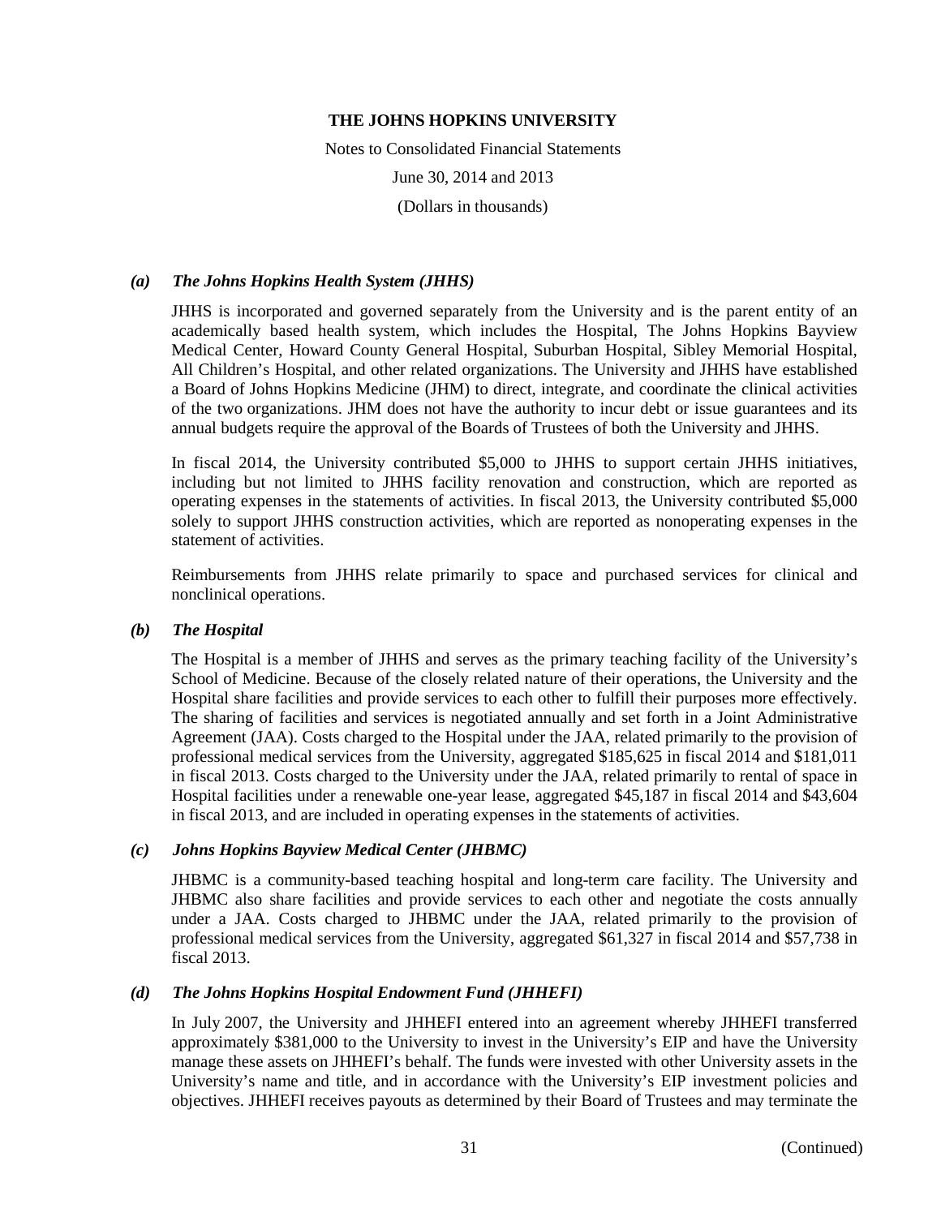### *(a)* *The Johns Hopkins Health System (JHHS)*

JHHS is incorporated and governed separately from the University and is the parent entity of an academically based health system, which includes the Hospital, The Johns Hopkins Bayview Medical Center, Howard County General Hospital, Suburban Hospital, Sibley Memorial Hospital, All Children's Hospital, and other related organizations. The University and JHHS have established a Board of Johns Hopkins Medicine (JHM) to direct, integrate, and coordinate the clinical activities of the two organizations. JHM does not have the authority to incur debt or issue guarantees and its annual budgets require the approval of the Boards of Trustees of both the University and JHHS.

In fiscal 2014, the University contributed $5,000 to JHHS to support certain JHHS initiatives, including but not limited to JHHS facility renovation and construction, which are reported as operating expenses in the statements of activities. In fiscal 2013, the University contributed $5,000 solely to support JHHS construction activities, which are reported as nonoperating expenses in the statement of activities.

Reimbursements from JHHS relate primarily to space and purchased services for clinical and nonclinical operations.

### *(b)* *The Hospital*

The Hospital is a member of JHHS and serves as the primary teaching facility of the University's School of Medicine. Because of the closely related nature of their operations, the University and the Hospital share facilities and provide services to each other to fulfill their purposes more effectively. The sharing of facilities and services is negotiated annually and set forth in a Joint Administrative Agreement (JAA). Costs charged to the Hospital under the JAA, related primarily to the provision of professional medical services from the University, aggregated $185,625 in fiscal 2014 and $181,011 in fiscal 2013. Costs charged to the University under the JAA, related primarily to rental of space in Hospital facilities under a renewable one-year lease, aggregated $45,187 in fiscal 2014 and $43,604 in fiscal 2013, and are included in operating expenses in the statements of activities.

### *(c)* *Johns Hopkins Bayview Medical Center (JHBMC)*

JHBMC is a community-based teaching hospital and long-term care facility. The University and JHBMC also share facilities and provide services to each other and negotiate the costs annually under a JAA. Costs charged to JHBMC under the JAA, related primarily to the provision of professional medical services from the University, aggregated $61,327 in fiscal 2014 and $57,738 in fiscal 2013.

### *(d)* *The Johns Hopkins Hospital Endowment Fund (JHHEFI)*

In July 2007, the University and JHHEFI entered into an agreement whereby JHHEFI transferred approximately $381,000 to the University to invest in the University's EIP and have the University manage these assets on JHHEFI's behalf. The funds were invested with other University assets in the University's name and title, and in accordance with the University's EIP investment policies and objectives. JHHEFI receives payouts as determined by their Board of Trustees and may terminate the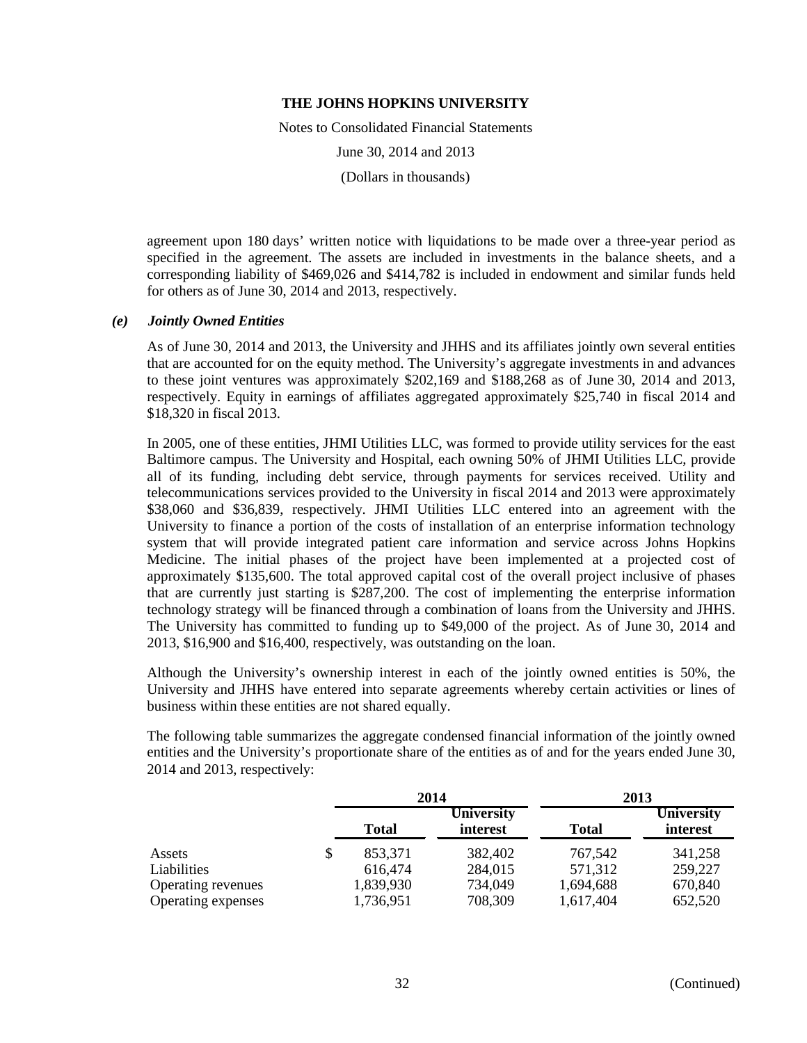agreement upon 180 days' written notice with liquidations to be made over a three-year period as specified in the agreement. The assets are included in investments in the balance sheets, and a corresponding liability of $469,026 and $414,782 is included in endowment and similar funds held for others as of June 30, 2014 and 2013, respectively.

### *(e) Jointly Owned Entities*

As of June 30, 2014 and 2013, the University and JHHS and its affiliates jointly own several entities that are accounted for on the equity method. The University's aggregate investments in and advances to these joint ventures was approximately $202,169 and $188,268 as of June 30, 2014 and 2013, respectively. Equity in earnings of affiliates aggregated approximately $25,740 in fiscal 2014 and $18,320 in fiscal 2013.

In 2005, one of these entities, JHMI Utilities LLC, was formed to provide utility services for the east Baltimore campus. The University and Hospital, each owning 50% of JHMI Utilities LLC, provide all of its funding, including debt service, through payments for services received. Utility and telecommunications services provided to the University in fiscal 2014 and 2013 were approximately $38,060 and $36,839, respectively. JHMI Utilities LLC entered into an agreement with the University to finance a portion of the costs of installation of an enterprise information technology system that will provide integrated patient care information and service across Johns Hopkins Medicine. The initial phases of the project have been implemented at a projected cost of approximately $135,600. The total approved capital cost of the overall project inclusive of phases that are currently just starting is $287,200. The cost of implementing the enterprise information technology strategy will be financed through a combination of loans from the University and JHHS. The University has committed to funding up to $49,000 of the project. As of June 30, 2014 and 2013, $16,900 and $16,400, respectively, was outstanding on the loan.

Although the University's ownership interest in each of the jointly owned entities is 50%, the University and JHHS have entered into separate agreements whereby certain activities or lines of business within these entities are not shared equally.

The following table summarizes the aggregate condensed financial information of the jointly owned entities and the University's proportionate share of the entities as of and for the years ended June 30, 2014 and 2013, respectively:

| | 2014 | | 2013 | |
|---|---|---|---|---|
| | **Total** | **University interest** | **Total** | **University interest** |
| Assets | $ 853,371 | 382,402 | 767,542 | 341,258 |
| Liabilities | 616,474 | 284,015 | 571,312 | 259,227 |
| Operating revenues | 1,839,930 | 734,049 | 1,694,688 | 670,840 |
| Operating expenses | 1,736,951 | 708,309 | 1,617,404 | 652,520 |

(Continued)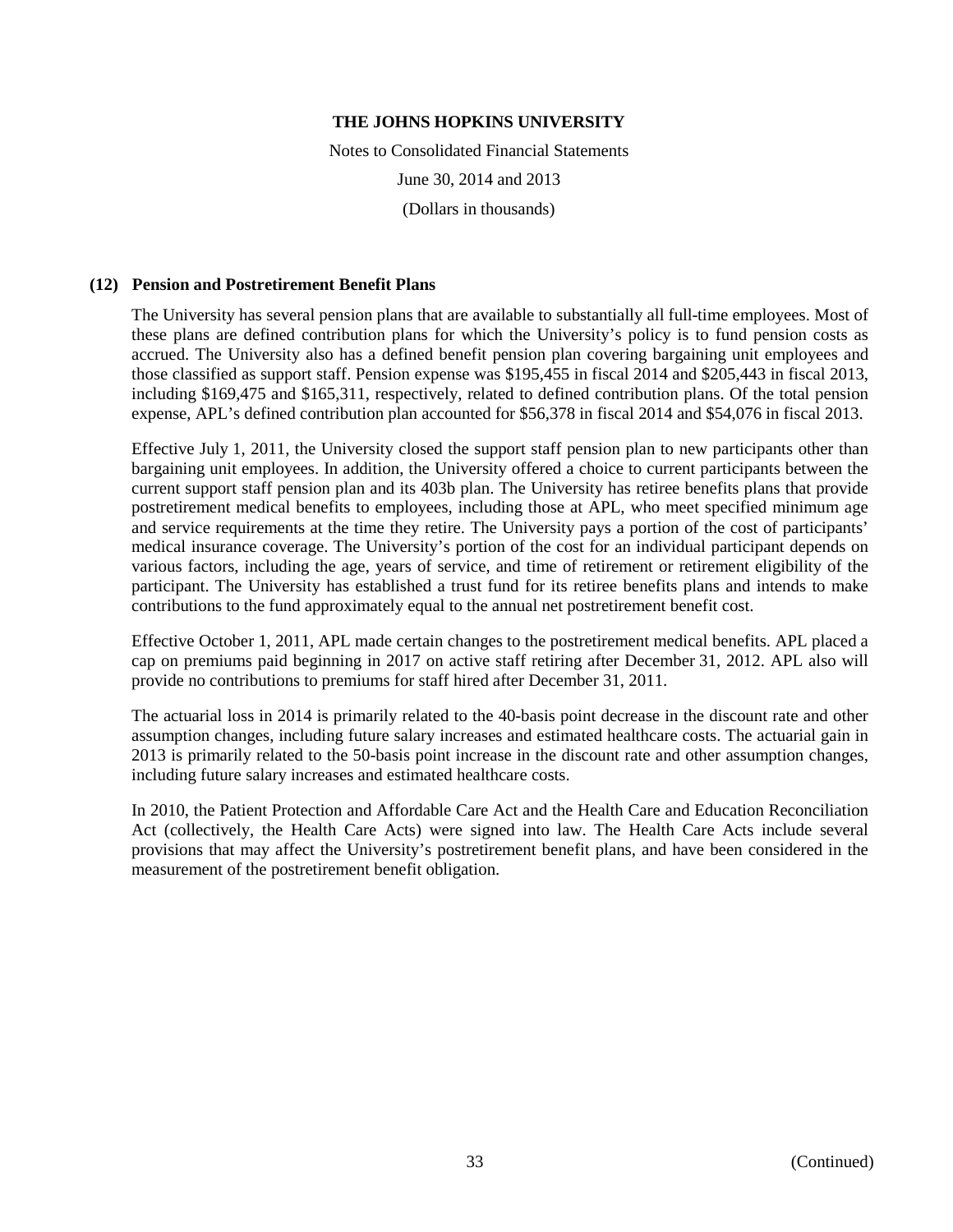**THE JOHNS HOPKINS UNIVERSITY**

Notes to Consolidated Financial Statements

June 30, 2014 and 2013

(Dollars in thousands)

## (12) Pension and Postretirement Benefit Plans

The University has several pension plans that are available to substantially all full-time employees. Most of these plans are defined contribution plans for which the University's policy is to fund pension costs as accrued. The University also has a defined benefit pension plan covering bargaining unit employees and those classified as support staff. Pension expense was $195,455 in fiscal 2014 and $205,443 in fiscal 2013, including $169,475 and $165,311, respectively, related to defined contribution plans. Of the total pension expense, APL's defined contribution plan accounted for $56,378 in fiscal 2014 and $54,076 in fiscal 2013.

Effective July 1, 2011, the University closed the support staff pension plan to new participants other than bargaining unit employees. In addition, the University offered a choice to current participants between the current support staff pension plan and its 403b plan. The University has retiree benefits plans that provide postretirement medical benefits to employees, including those at APL, who meet specified minimum age and service requirements at the time they retire. The University pays a portion of the cost of participants' medical insurance coverage. The University's portion of the cost for an individual participant depends on various factors, including the age, years of service, and time of retirement or retirement eligibility of the participant. The University has established a trust fund for its retiree benefits plans and intends to make contributions to the fund approximately equal to the annual net postretirement benefit cost.

Effective October 1, 2011, APL made certain changes to the postretirement medical benefits. APL placed a cap on premiums paid beginning in 2017 on active staff retiring after December 31, 2012. APL also will provide no contributions to premiums for staff hired after December 31, 2011.

The actuarial loss in 2014 is primarily related to the 40-basis point decrease in the discount rate and other assumption changes, including future salary increases and estimated healthcare costs. The actuarial gain in 2013 is primarily related to the 50-basis point increase in the discount rate and other assumption changes, including future salary increases and estimated healthcare costs.

In 2010, the Patient Protection and Affordable Care Act and the Health Care and Education Reconciliation Act (collectively, the Health Care Acts) were signed into law. The Health Care Acts include several provisions that may affect the University's postretirement benefit plans, and have been considered in the measurement of the postretirement benefit obligation.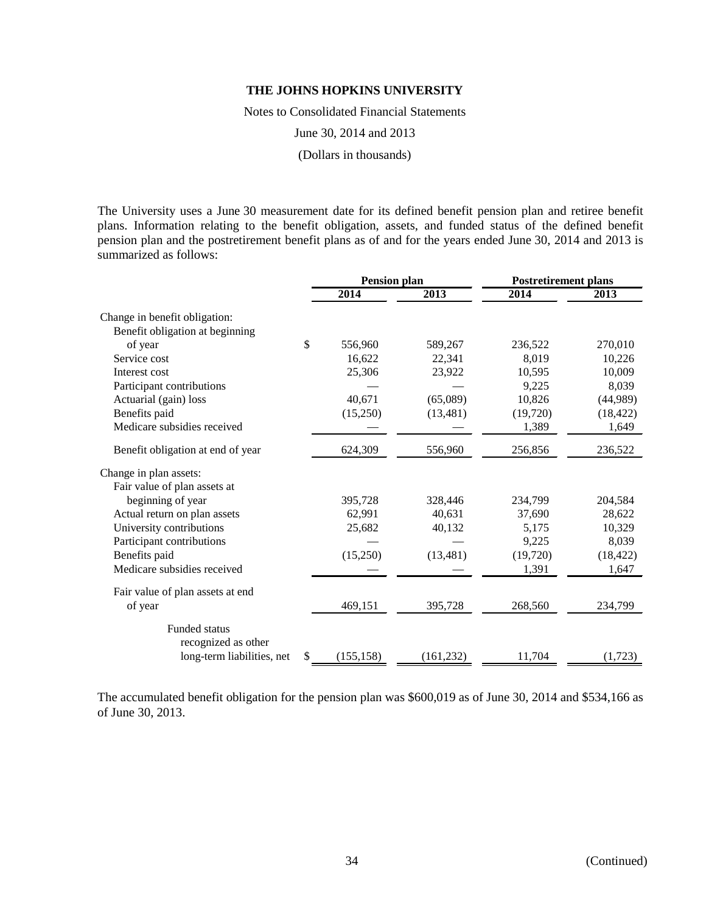**THE JOHNS HOPKINS UNIVERSITY**

Notes to Consolidated Financial Statements

June 30, 2014 and 2013

(Dollars in thousands)

The University uses a June 30 measurement date for its defined benefit pension plan and retiree benefit plans. Information relating to the benefit obligation, assets, and funded status of the defined benefit pension plan and the postretirement benefit plans as of and for the years ended June 30, 2014 and 2013 is summarized as follows:

| | Pension plan | | Postretirement plans | |
|---|---|---|---|---|
| | 2014 | 2013 | 2014 | 2013 |
| Change in benefit obligation: | | | | |
| Benefit obligation at beginning of year | $ 556,960 | 589,267 | 236,522 | 270,010 |
| Service cost | 16,622 | 22,341 | 8,019 | 10,226 |
| Interest cost | 25,306 | 23,922 | 10,595 | 10,009 |
| Participant contributions | — | — | 9,225 | 8,039 |
| Actuarial (gain) loss | 40,671 | (65,089) | 10,826 | (44,989) |
| Benefits paid | (15,250) | (13,481) | (19,720) | (18,422) |
| Medicare subsidies received | — | — | 1,389 | 1,649 |
| Benefit obligation at end of year | 624,309 | 556,960 | 256,856 | 236,522 |
| Change in plan assets: | | | | |
| Fair value of plan assets at beginning of year | 395,728 | 328,446 | 234,799 | 204,584 |
| Actual return on plan assets | 62,991 | 40,631 | 37,690 | 28,622 |
| University contributions | 25,682 | 40,132 | 5,175 | 10,329 |
| Participant contributions | — | — | 9,225 | 8,039 |
| Benefits paid | (15,250) | (13,481) | (19,720) | (18,422) |
| Medicare subsidies received | — | — | 1,391 | 1,647 |
| Fair value of plan assets at end of year | 469,151 | 395,728 | 268,560 | 234,799 |
| Funded status recognized as other long-term liabilities, net | $ (155,158) | (161,232) | 11,704 | (1,723) |

The accumulated benefit obligation for the pension plan was $600,019 as of June 30, 2014 and $534,166 as of June 30, 2013.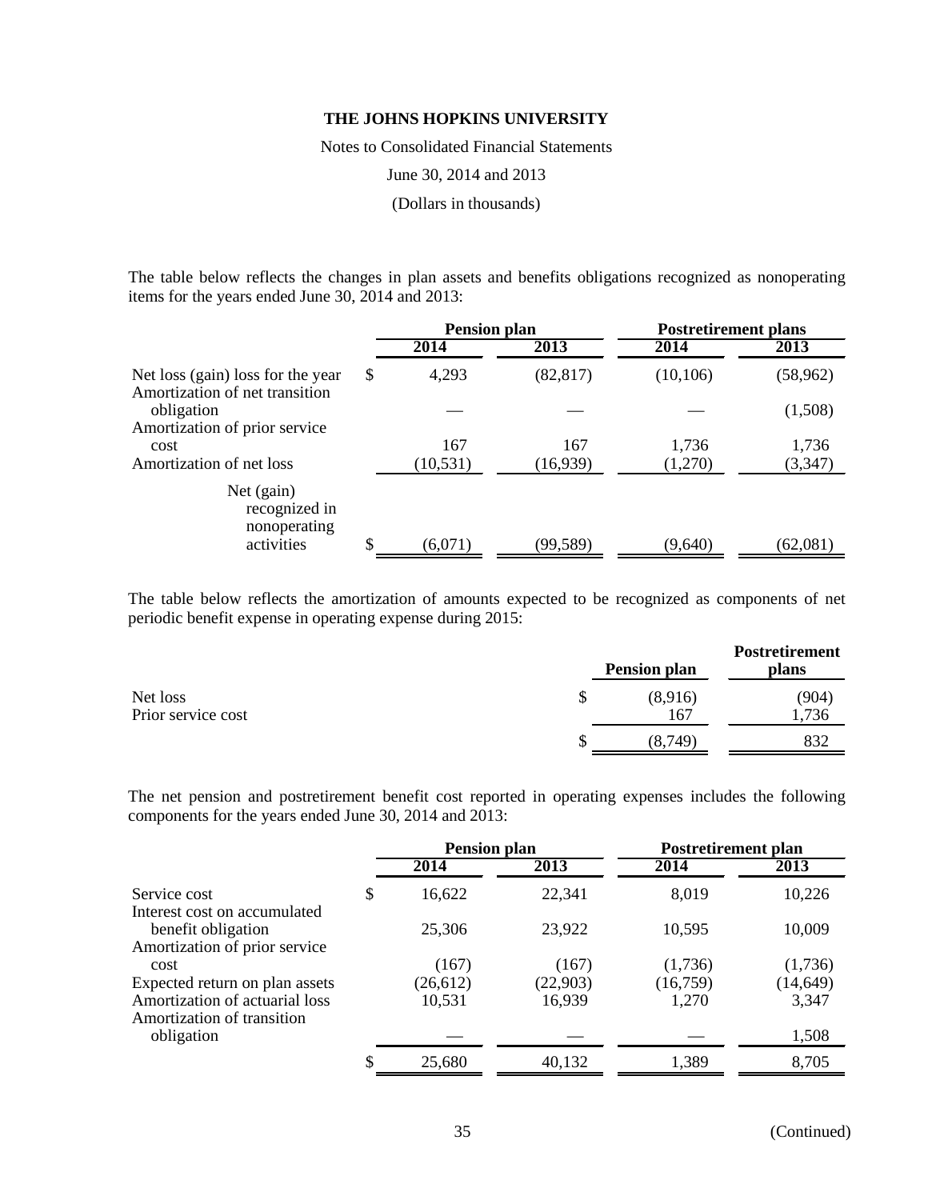**THE JOHNS HOPKINS UNIVERSITY**

Notes to Consolidated Financial Statements

June 30, 2014 and 2013

(Dollars in thousands)

The table below reflects the changes in plan assets and benefits obligations recognized as nonoperating items for the years ended June 30, 2014 and 2013:

| | Pension plan | | Postretirement plans | |
|---|---|---|---|---|
| | 2014 | 2013 | 2014 | 2013 |
| Net loss (gain) loss for the year | $ 4,293 | (82,817) | (10,106) | (58,962) |
| Amortization of net transition obligation | — | — | — | (1,508) |
| Amortization of prior service cost | 167 | 167 | 1,736 | 1,736 |
| Amortization of net loss | (10,531) | (16,939) | (1,270) | (3,347) |
| Net (gain) recognized in nonoperating activities | $ (6,071) | (99,589) | (9,640) | (62,081) |

The table below reflects the amortization of amounts expected to be recognized as components of net periodic benefit expense in operating expense during 2015:

| | Pension plan | Postretirement plans |
|---|---|---|
| Net loss | $ (8,916) | (904) |
| Prior service cost | 167 | 1,736 |
| | $ (8,749) | 832 |

The net pension and postretirement benefit cost reported in operating expenses includes the following components for the years ended June 30, 2014 and 2013:

| | Pension plan | | Postretirement plan | |
|---|---|---|---|---|
| | 2014 | 2013 | 2014 | 2013 |
| Service cost | $ 16,622 | 22,341 | 8,019 | 10,226 |
| Interest cost on accumulated benefit obligation | 25,306 | 23,922 | 10,595 | 10,009 |
| Amortization of prior service cost | (167) | (167) | (1,736) | (1,736) |
| Expected return on plan assets | (26,612) | (22,903) | (16,759) | (14,649) |
| Amortization of actuarial loss | 10,531 | 16,939 | 1,270 | 3,347 |
| Amortization of transition obligation | — | — | — | 1,508 |
| | $ 25,680 | 40,132 | 1,389 | 8,705 |

(Continued)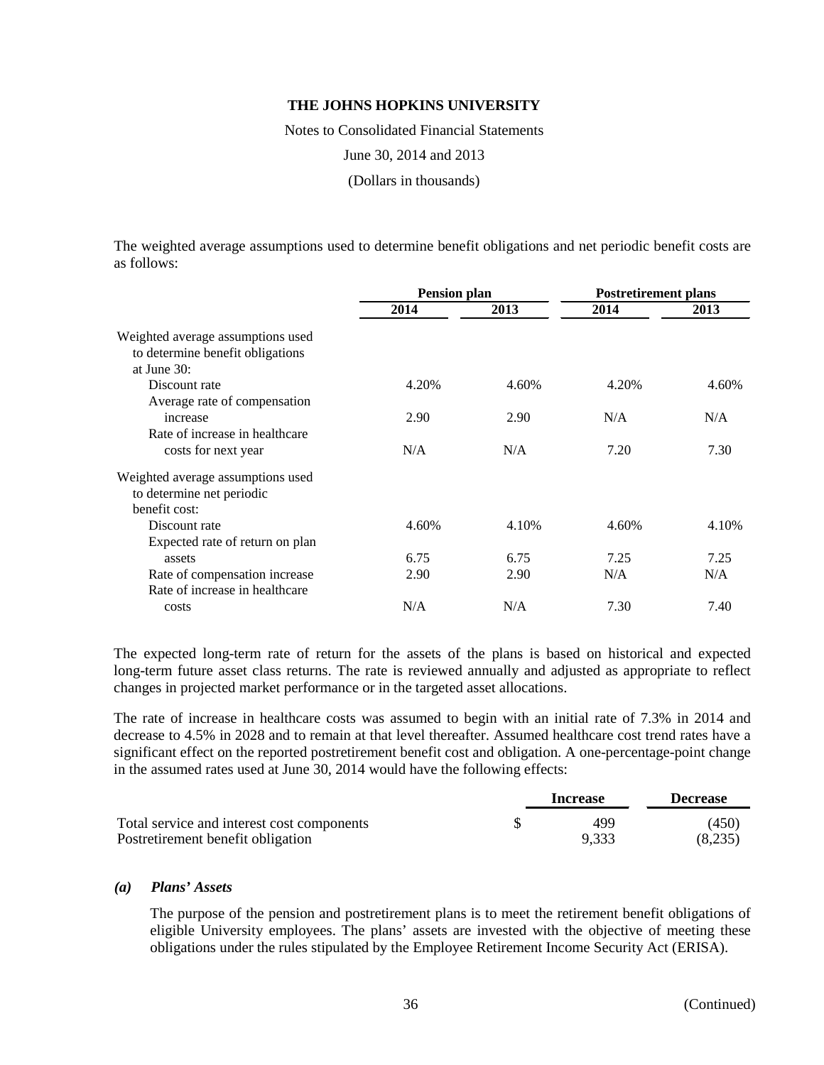# THE JOHNS HOPKINS UNIVERSITY

Notes to Consolidated Financial Statements

June 30, 2014 and 2013

(Dollars in thousands)

The weighted average assumptions used to determine benefit obligations and net periodic benefit costs are as follows:

| | Pension plan | | Postretirement plans | |
|---|---|---|---|---|
| | 2014 | 2013 | 2014 | 2013 |
| Weighted average assumptions used to determine benefit obligations at June 30: | | | | |
| Discount rate | 4.20% | 4.60% | 4.20% | 4.60% |
| Average rate of compensation increase | 2.90 | 2.90 | N/A | N/A |
| Rate of increase in healthcare costs for next year | N/A | N/A | 7.20 | 7.30 |
| Weighted average assumptions used to determine net periodic benefit cost: | | | | |
| Discount rate | 4.60% | 4.10% | 4.60% | 4.10% |
| Expected rate of return on plan assets | 6.75 | 6.75 | 7.25 | 7.25 |
| Rate of compensation increase | 2.90 | 2.90 | N/A | N/A |
| Rate of increase in healthcare costs | N/A | N/A | 7.30 | 7.40 |

The expected long-term rate of return for the assets of the plans is based on historical and expected long-term future asset class returns. The rate is reviewed annually and adjusted as appropriate to reflect changes in projected market performance or in the targeted asset allocations.

The rate of increase in healthcare costs was assumed to begin with an initial rate of 7.3% in 2014 and decrease to 4.5% in 2028 and to remain at that level thereafter. Assumed healthcare cost trend rates have a significant effect on the reported postretirement benefit cost and obligation. A one-percentage-point change in the assumed rates used at June 30, 2014 would have the following effects:

| | Increase | Decrease |
|---|---|---|
| Total service and interest cost components | $ 499 | (450) |
| Postretirement benefit obligation | 9,333 | (8,235) |

### *(a) Plans' Assets*

The purpose of the pension and postretirement plans is to meet the retirement benefit obligations of eligible University employees. The plans' assets are invested with the objective of meeting these obligations under the rules stipulated by the Employee Retirement Income Security Act (ERISA).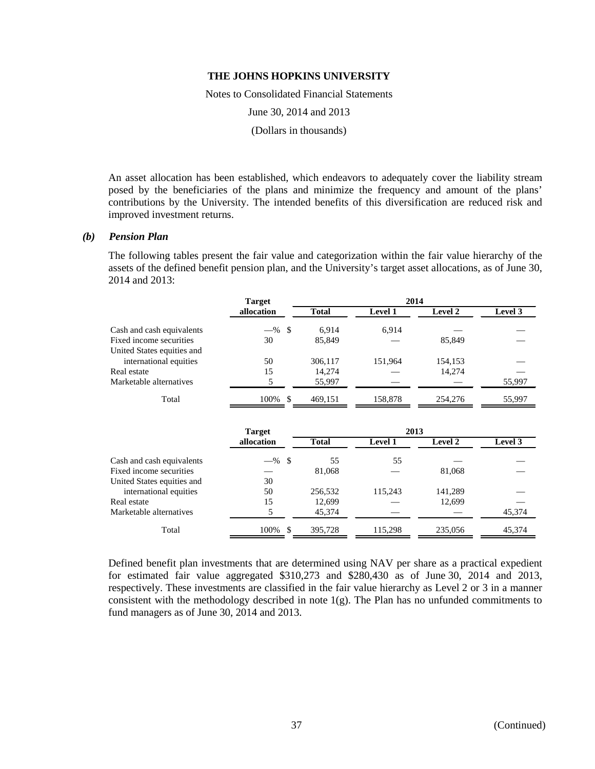THE JOHNS HOPKINS UNIVERSITY

Notes to Consolidated Financial Statements

June 30, 2014 and 2013

(Dollars in thousands)

An asset allocation has been established, which endeavors to adequately cover the liability stream posed by the beneficiaries of the plans and minimize the frequency and amount of the plans' contributions by the University. The intended benefits of this diversification are reduced risk and improved investment returns.

### *(b) Pension Plan*

The following tables present the fair value and categorization within the fair value hierarchy of the assets of the defined benefit pension plan, and the University's target asset allocations, as of June 30, 2014 and 2013:

| | Target allocation | 2014 | | | |
|---|---|---|---|---|---|
| | | Total | Level 1 | Level 2 | Level 3 |
| Cash and cash equivalents | —% | $ 6,914 | 6,914 | — | — |
| Fixed income securities | 30 | 85,849 | — | 85,849 | — |
| United States equities and international equities | 50 | 306,117 | 151,964 | 154,153 | — |
| Real estate | 15 | 14,274 | — | 14,274 | — |
| Marketable alternatives | 5 | 55,997 | — | — | 55,997 |
| Total | 100% | $ 469,151 | 158,878 | 254,276 | 55,997 |

| | Target allocation | 2013 | | | |
|---|---|---|---|---|---|
| | | Total | Level 1 | Level 2 | Level 3 |
| Cash and cash equivalents | —% | $ 55 | 55 | — | — |
| Fixed income securities | — | 81,068 | — | 81,068 | — |
| United States equities and | 30 | | | | |
| international equities | 50 | 256,532 | 115,243 | 141,289 | — |
| Real estate | 15 | 12,699 | — | 12,699 | — |
| Marketable alternatives | 5 | 45,374 | — | — | 45,374 |
| Total | 100% | $ 395,728 | 115,298 | 235,056 | 45,374 |

Defined benefit plan investments that are determined using NAV per share as a practical expedient for estimated fair value aggregated $310,273 and $280,430 as of June 30, 2014 and 2013, respectively. These investments are classified in the fair value hierarchy as Level 2 or 3 in a manner consistent with the methodology described in note 1(g). The Plan has no unfunded commitments to fund managers as of June 30, 2014 and 2013.

(Continued)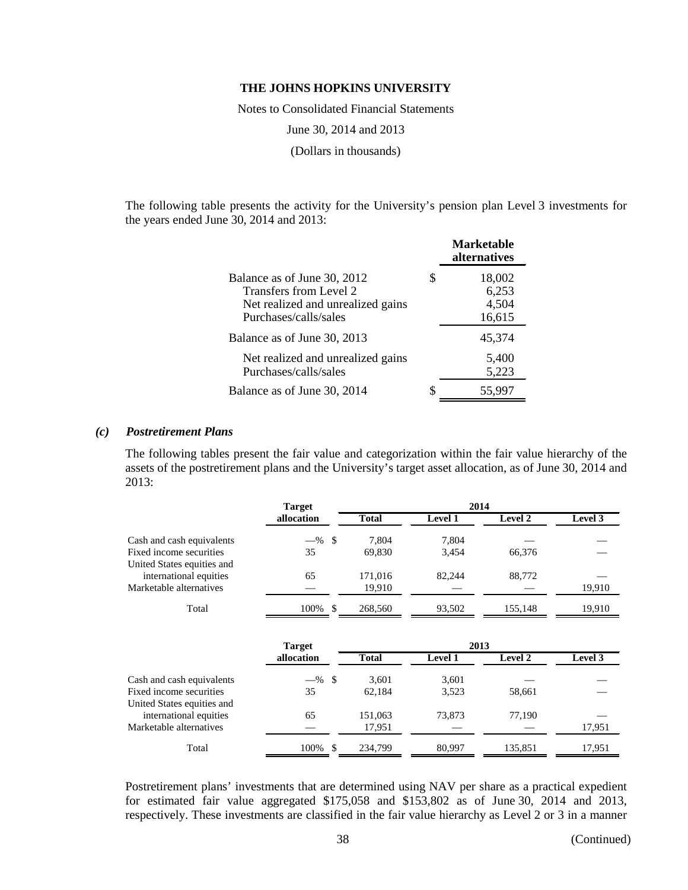The following table presents the activity for the University's pension plan Level 3 investments for the years ended June 30, 2014 and 2013:

| | Marketable alternatives |
|---|---|
| Balance as of June 30, 2012 | $ 18,002 |
| Transfers from Level 2 | 6,253 |
| Net realized and unrealized gains | 4,504 |
| Purchases/calls/sales | 16,615 |
| Balance as of June 30, 2013 | 45,374 |
| Net realized and unrealized gains | 5,400 |
| Purchases/calls/sales | 5,223 |
| Balance as of June 30, 2014 | $ 55,997 |

### *(c) Postretirement Plans*

The following tables present the fair value and categorization within the fair value hierarchy of the assets of the postretirement plans and the University's target asset allocation, as of June 30, 2014 and 2013:

| | Target allocation | 2014 | | | |
|---|---|---|---|---|---|
| | | Total | Level 1 | Level 2 | Level 3 |
| Cash and cash equivalents | —% | $ 7,804 | 7,804 | — | — |
| Fixed income securities | 35 | 69,830 | 3,454 | 66,376 | — |
| United States equities and international equities | 65 | 171,016 | 82,244 | 88,772 | — |
| Marketable alternatives | — | 19,910 | — | — | 19,910 |
| Total | 100% | $ 268,560 | 93,502 | 155,148 | 19,910 |

| | Target allocation | 2013 | | | |
|---|---|---|---|---|---|
| | | Total | Level 1 | Level 2 | Level 3 |
| Cash and cash equivalents | —% | $ 3,601 | 3,601 | — | — |
| Fixed income securities | 35 | 62,184 | 3,523 | 58,661 | — |
| United States equities and international equities | 65 | 151,063 | 73,873 | 77,190 | — |
| Marketable alternatives | — | 17,951 | — | — | 17,951 |
| Total | 100% | $ 234,799 | 80,997 | 135,851 | 17,951 |

Postretirement plans' investments that are determined using NAV per share as a practical expedient for estimated fair value aggregated $175,058 and $153,802 as of June 30, 2014 and 2013, respectively. These investments are classified in the fair value hierarchy as Level 2 or 3 in a manner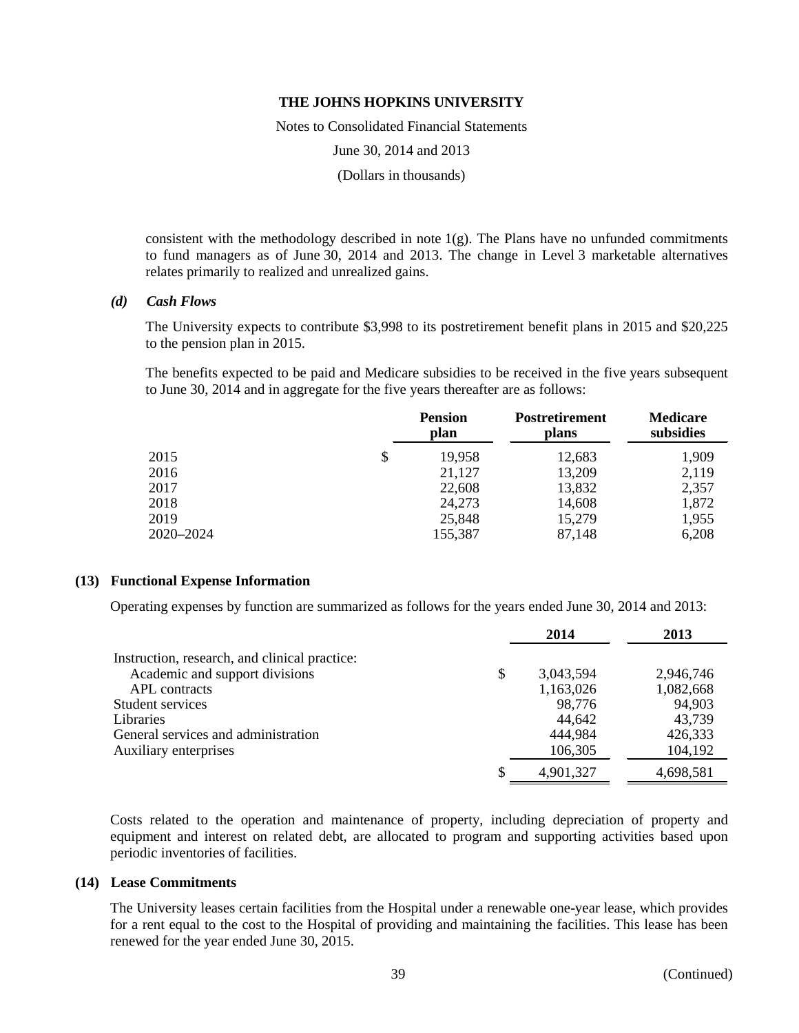consistent with the methodology described in note 1(g). The Plans have no unfunded commitments to fund managers as of June 30, 2014 and 2013. The change in Level 3 marketable alternatives relates primarily to realized and unrealized gains.

*(d) Cash Flows*

The University expects to contribute $3,998 to its postretirement benefit plans in 2015 and $20,225 to the pension plan in 2015.

The benefits expected to be paid and Medicare subsidies to be received in the five years subsequent to June 30, 2014 and in aggregate for the five years thereafter are as follows:

| | Pension plan | Postretirement plans | Medicare subsidies |
|---|---|---|---|
| 2015 | $ 19,958 | 12,683 | 1,909 |
| 2016 | 21,127 | 13,209 | 2,119 |
| 2017 | 22,608 | 13,832 | 2,357 |
| 2018 | 24,273 | 14,608 | 1,872 |
| 2019 | 25,848 | 15,279 | 1,955 |
| 2020–2024 | 155,387 | 87,148 | 6,208 |

## (13) Functional Expense Information

Operating expenses by function are summarized as follows for the years ended June 30, 2014 and 2013:

| | 2014 | 2013 |
|---|---|---|
| Instruction, research, and clinical practice: | | |
| Academic and support divisions | $ 3,043,594 | 2,946,746 |
| APL contracts | 1,163,026 | 1,082,668 |
| Student services | 98,776 | 94,903 |
| Libraries | 44,642 | 43,739 |
| General services and administration | 444,984 | 426,333 |
| Auxiliary enterprises | 106,305 | 104,192 |
| | $ 4,901,327 | 4,698,581 |

Costs related to the operation and maintenance of property, including depreciation of property and equipment and interest on related debt, are allocated to program and supporting activities based upon periodic inventories of facilities.

## (14) Lease Commitments

The University leases certain facilities from the Hospital under a renewable one-year lease, which provides for a rent equal to the cost to the Hospital of providing and maintaining the facilities. This lease has been renewed for the year ended June 30, 2015.

(Continued)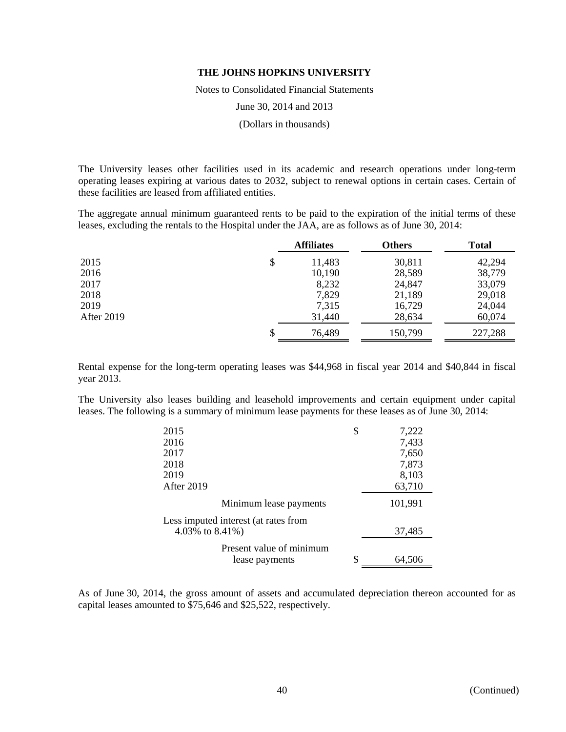The University leases other facilities used in its academic and research operations under long-term operating leases expiring at various dates to 2032, subject to renewal options in certain cases. Certain of these facilities are leased from affiliated entities.

The aggregate annual minimum guaranteed rents to be paid to the expiration of the initial terms of these leases, excluding the rentals to the Hospital under the JAA, are as follows as of June 30, 2014:

| | Affiliates | Others | Total |
|---|---|---|---|
| 2015 | $ 11,483 | 30,811 | 42,294 |
| 2016 | 10,190 | 28,589 | 38,779 |
| 2017 | 8,232 | 24,847 | 33,079 |
| 2018 | 7,829 | 21,189 | 29,018 |
| 2019 | 7,315 | 16,729 | 24,044 |
| After 2019 | 31,440 | 28,634 | 60,074 |
| | $ 76,489 | 150,799 | 227,288 |

Rental expense for the long-term operating leases was $44,968 in fiscal year 2014 and $40,844 in fiscal year 2013.

The University also leases building and leasehold improvements and certain equipment under capital leases. The following is a summary of minimum lease payments for these leases as of June 30, 2014:

| | |
|---|---|
| 2015 | $ 7,222 |
| 2016 | 7,433 |
| 2017 | 7,650 |
| 2018 | 7,873 |
| 2019 | 8,103 |
| After 2019 | 63,710 |
| Minimum lease payments | 101,991 |
| Less imputed interest (at rates from 4.03% to 8.41%) | 37,485 |
| Present value of minimum lease payments | $ 64,506 |

As of June 30, 2014, the gross amount of assets and accumulated depreciation thereon accounted for as capital leases amounted to $75,646 and $25,522, respectively.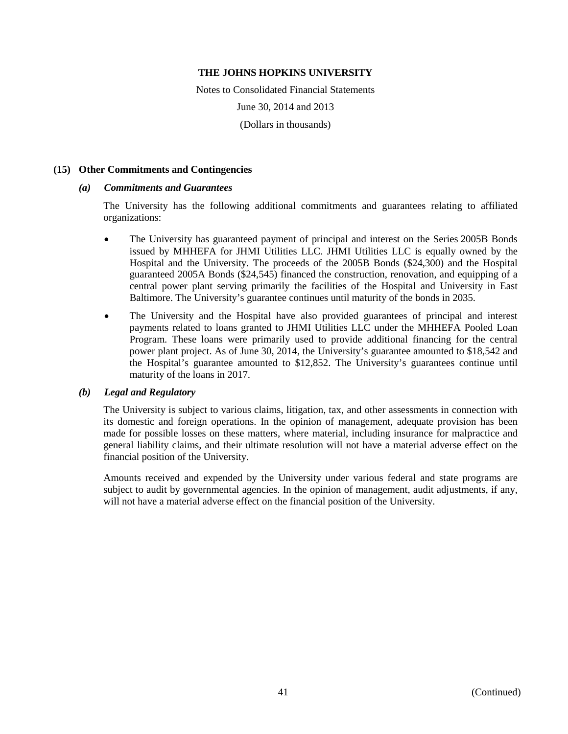## (15) Other Commitments and Contingencies

### *(a) Commitments and Guarantees*

The University has the following additional commitments and guarantees relating to affiliated organizations:

- The University has guaranteed payment of principal and interest on the Series 2005B Bonds issued by MHHEFA for JHMI Utilities LLC. JHMI Utilities LLC is equally owned by the Hospital and the University. The proceeds of the 2005B Bonds ($24,300) and the Hospital guaranteed 2005A Bonds ($24,545) financed the construction, renovation, and equipping of a central power plant serving primarily the facilities of the Hospital and University in East Baltimore. The University's guarantee continues until maturity of the bonds in 2035.
- The University and the Hospital have also provided guarantees of principal and interest payments related to loans granted to JHMI Utilities LLC under the MHHEFA Pooled Loan Program. These loans were primarily used to provide additional financing for the central power plant project. As of June 30, 2014, the University's guarantee amounted to $18,542 and the Hospital's guarantee amounted to $12,852. The University's guarantees continue until maturity of the loans in 2017.

### *(b) Legal and Regulatory*

The University is subject to various claims, litigation, tax, and other assessments in connection with its domestic and foreign operations. In the opinion of management, adequate provision has been made for possible losses on these matters, where material, including insurance for malpractice and general liability claims, and their ultimate resolution will not have a material adverse effect on the financial position of the University.

Amounts received and expended by the University under various federal and state programs are subject to audit by governmental agencies. In the opinion of management, audit adjustments, if any, will not have a material adverse effect on the financial position of the University.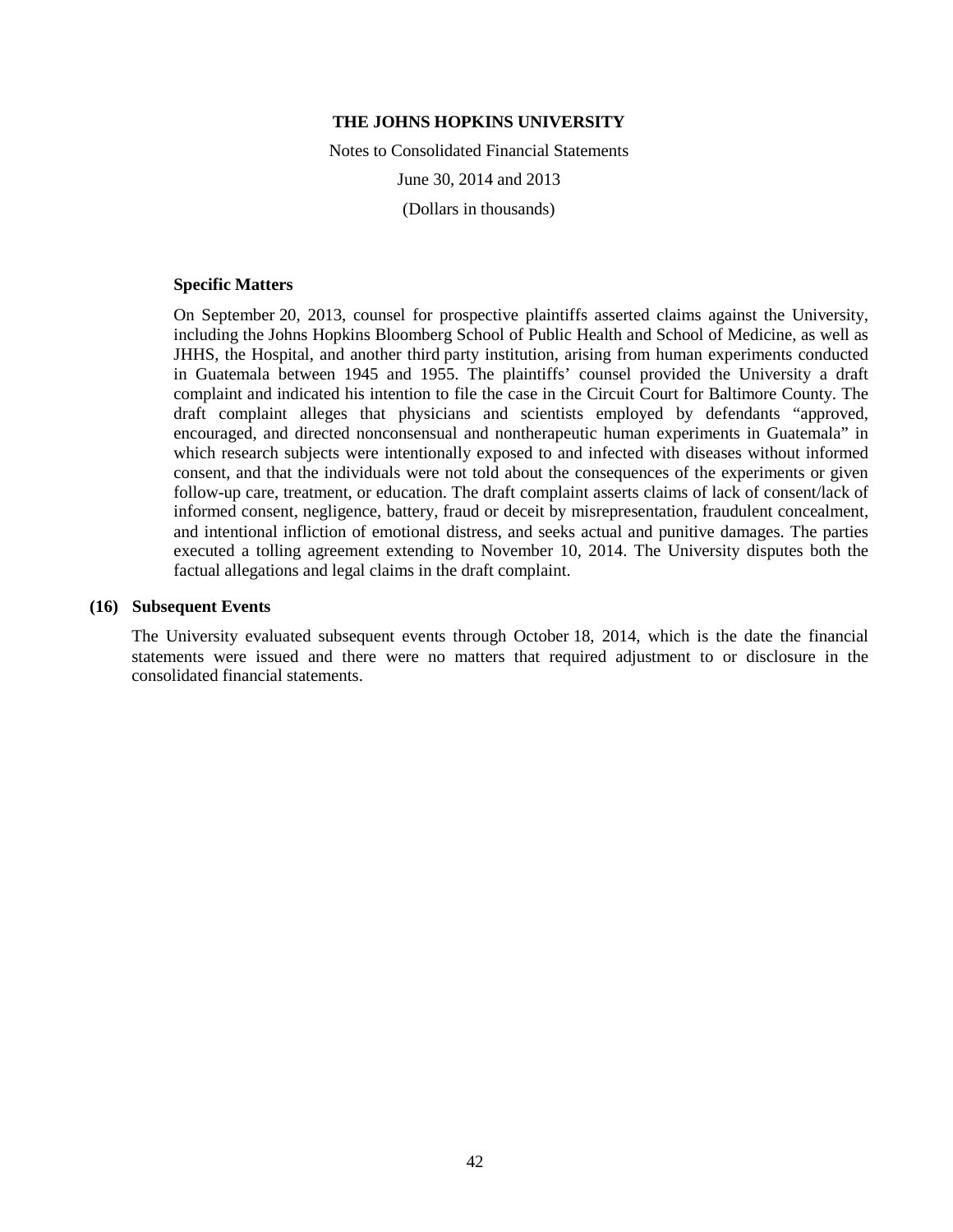**Specific Matters**

On September 20, 2013, counsel for prospective plaintiffs asserted claims against the University, including the Johns Hopkins Bloomberg School of Public Health and School of Medicine, as well as JHHS, the Hospital, and another third party institution, arising from human experiments conducted in Guatemala between 1945 and 1955. The plaintiffs' counsel provided the University a draft complaint and indicated his intention to file the case in the Circuit Court for Baltimore County. The draft complaint alleges that physicians and scientists employed by defendants "approved, encouraged, and directed nonconsensual and nontherapeutic human experiments in Guatemala" in which research subjects were intentionally exposed to and infected with diseases without informed consent, and that the individuals were not told about the consequences of the experiments or given follow-up care, treatment, or education. The draft complaint asserts claims of lack of consent/lack of informed consent, negligence, battery, fraud or deceit by misrepresentation, fraudulent concealment, and intentional infliction of emotional distress, and seeks actual and punitive damages. The parties executed a tolling agreement extending to November 10, 2014. The University disputes both the factual allegations and legal claims in the draft complaint.

## (16) Subsequent Events

The University evaluated subsequent events through October 18, 2014, which is the date the financial statements were issued and there were no matters that required adjustment to or disclosure in the consolidated financial statements.